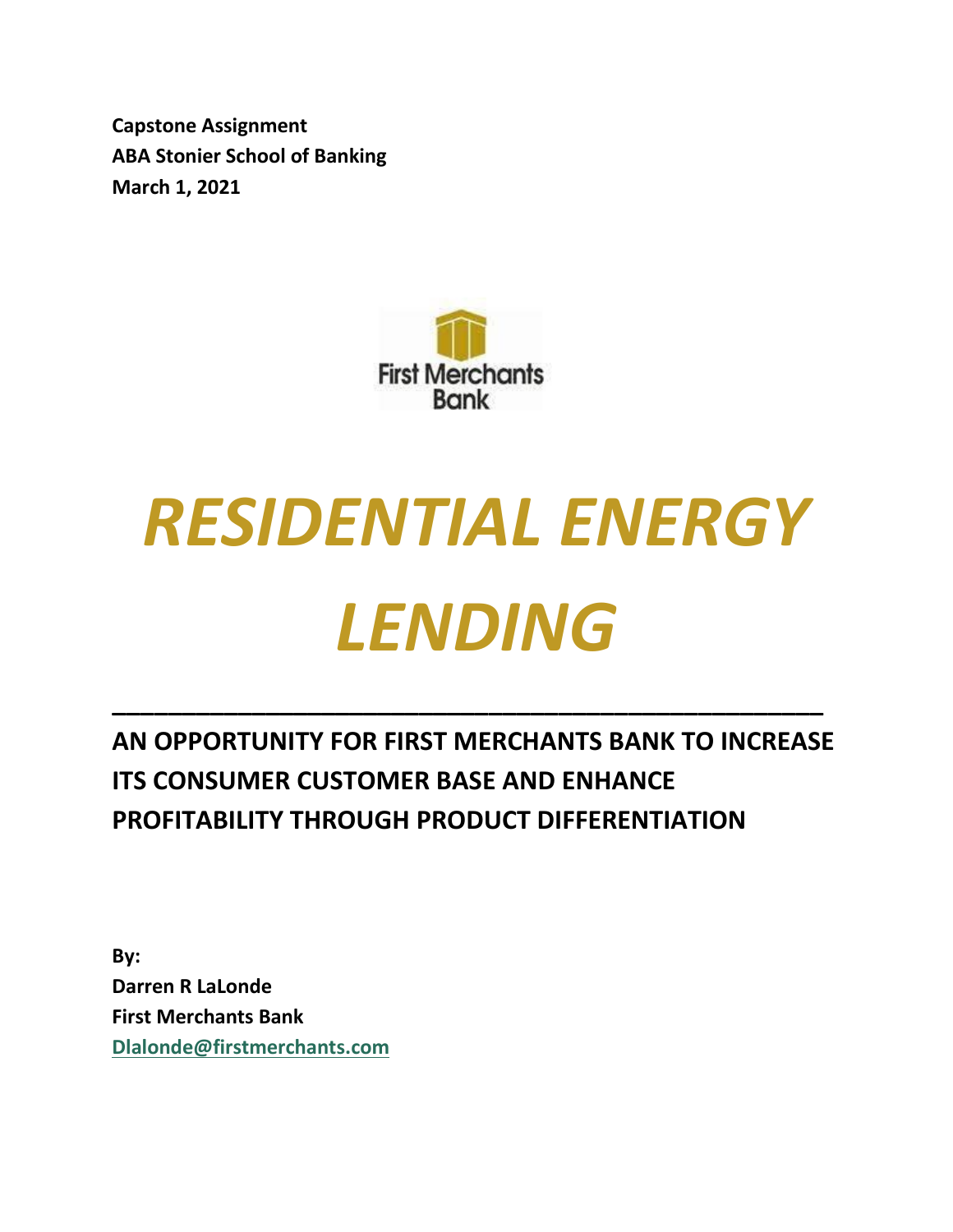**Capstone Assignment**
**ABA Stonier School of Banking**
**March 1, 2021**

First Merchants Bank

# *RESIDENTIAL ENERGY LENDING*

---

**AN OPPORTUNITY FOR FIRST MERCHANTS BANK TO INCREASE ITS CONSUMER CUSTOMER BASE AND ENHANCE PROFITABILITY THROUGH PRODUCT DIFFERENTIATION**

**By:**
**Darren R LaLonde**
**First Merchants Bank**
**Dlalonde@firstmerchants.com**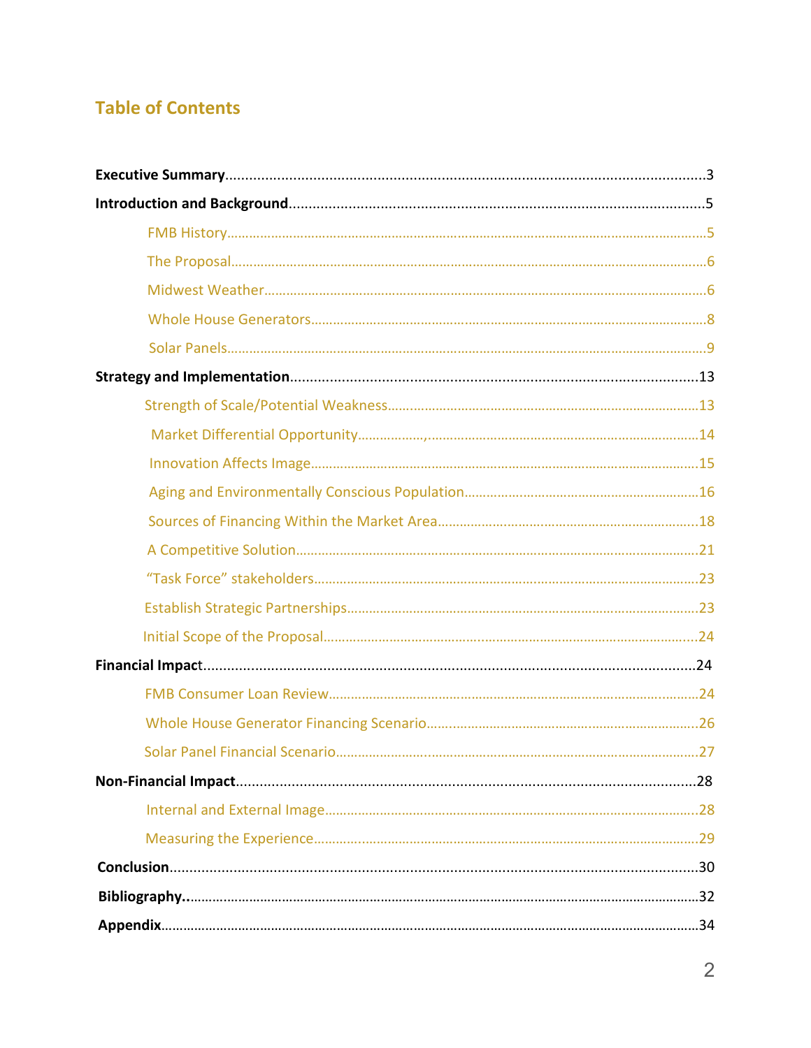## Table of Contents

**Executive Summary**....................................................................................................................3

**Introduction and Background**.....................................................................................................5

- FMB History...........................................................................................................................5
- The Proposal..........................................................................................................................6
- Midwest Weather....................................................................................................................6
- Whole House Generators.......................................................................................................8
- Solar Panels............................................................................................................................9

**Strategy and Implementation**....................................................................................................13

- Strength of Scale/Potential Weakness...................................................................................13
- Market Differential Opportunity..............,...........................................................................14
- Innovation Affects Image......................................................................................................15
- Aging and Environmentally Conscious Population................................................................16
- Sources of Financing Within the Market Area.......................................................................18
- A Competitive Solution.........................................................................................................21
- "Task Force" stakeholders.....................................................................................................23
- Establish Strategic Partnerships............................................................................................23
- Initial Scope of the Proposal.................................................................................................24

**Financial Impact**.......................................................................................................................24

- FMB Consumer Loan Review................................................................................................24
- Whole House Generator Financing Scenario.........................................................................26
- Solar Panel Financial Scenario..............................................................................................27

**Non-Financial Impact**................................................................................................................28

- Internal and External Image.................................................................................................28
- Measuring the Experience.....................................................................................................29

**Conclusion**................................................................................................................................30

**Bibliography.**.............................................................................................................................32

**Appendix**...................................................................................................................................34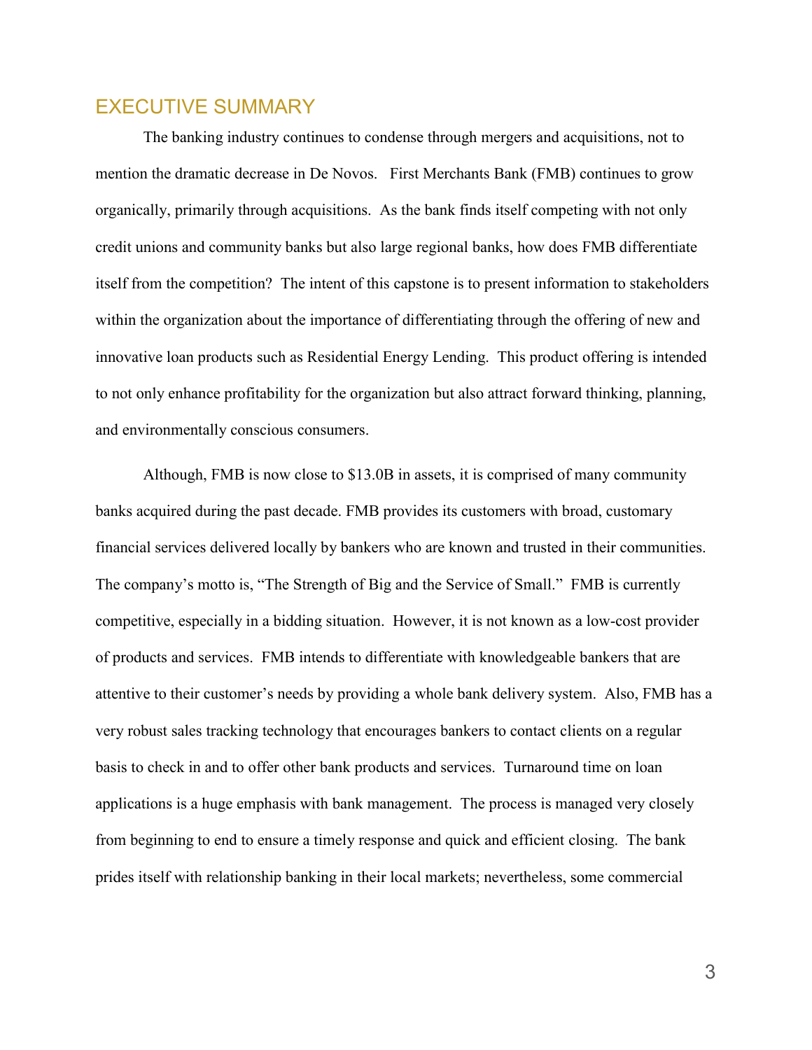# EXECUTIVE SUMMARY

The banking industry continues to condense through mergers and acquisitions, not to mention the dramatic decrease in De Novos. First Merchants Bank (FMB) continues to grow organically, primarily through acquisitions. As the bank finds itself competing with not only credit unions and community banks but also large regional banks, how does FMB differentiate itself from the competition? The intent of this capstone is to present information to stakeholders within the organization about the importance of differentiating through the offering of new and innovative loan products such as Residential Energy Lending. This product offering is intended to not only enhance profitability for the organization but also attract forward thinking, planning, and environmentally conscious consumers.

Although, FMB is now close to $13.0B in assets, it is comprised of many community banks acquired during the past decade. FMB provides its customers with broad, customary financial services delivered locally by bankers who are known and trusted in their communities. The company's motto is, "The Strength of Big and the Service of Small." FMB is currently competitive, especially in a bidding situation. However, it is not known as a low-cost provider of products and services. FMB intends to differentiate with knowledgeable bankers that are attentive to their customer's needs by providing a whole bank delivery system. Also, FMB has a very robust sales tracking technology that encourages bankers to contact clients on a regular basis to check in and to offer other bank products and services. Turnaround time on loan applications is a huge emphasis with bank management. The process is managed very closely from beginning to end to ensure a timely response and quick and efficient closing. The bank prides itself with relationship banking in their local markets; nevertheless, some commercial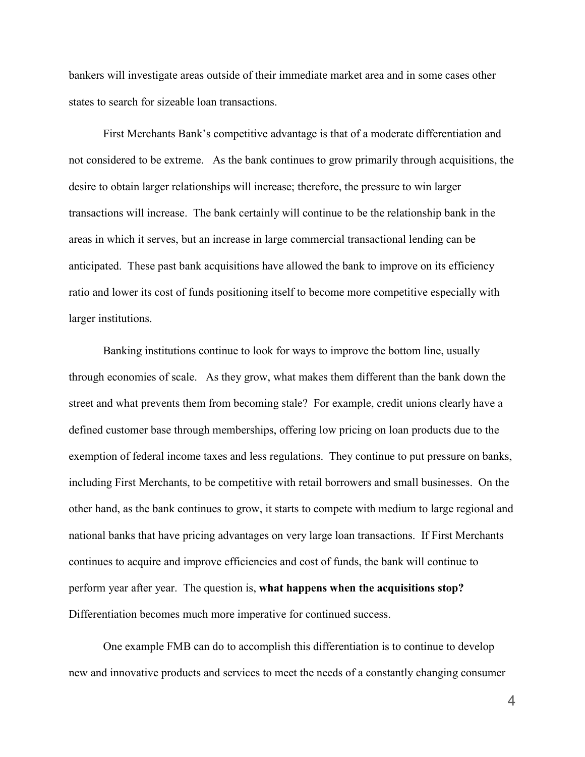bankers will investigate areas outside of their immediate market area and in some cases other states to search for sizeable loan transactions.

First Merchants Bank's competitive advantage is that of a moderate differentiation and not considered to be extreme.  As the bank continues to grow primarily through acquisitions, the desire to obtain larger relationships will increase; therefore, the pressure to win larger transactions will increase.  The bank certainly will continue to be the relationship bank in the areas in which it serves, but an increase in large commercial transactional lending can be anticipated.  These past bank acquisitions have allowed the bank to improve on its efficiency ratio and lower its cost of funds positioning itself to become more competitive especially with larger institutions.

Banking institutions continue to look for ways to improve the bottom line, usually through economies of scale.  As they grow, what makes them different than the bank down the street and what prevents them from becoming stale?  For example, credit unions clearly have a defined customer base through memberships, offering low pricing on loan products due to the exemption of federal income taxes and less regulations.  They continue to put pressure on banks, including First Merchants, to be competitive with retail borrowers and small businesses.  On the other hand, as the bank continues to grow, it starts to compete with medium to large regional and national banks that have pricing advantages on very large loan transactions.  If First Merchants continues to acquire and improve efficiencies and cost of funds, the bank will continue to perform year after year.  The question is, **what happens when the acquisitions stop?** Differentiation becomes much more imperative for continued success.

One example FMB can do to accomplish this differentiation is to continue to develop new and innovative products and services to meet the needs of a constantly changing consumer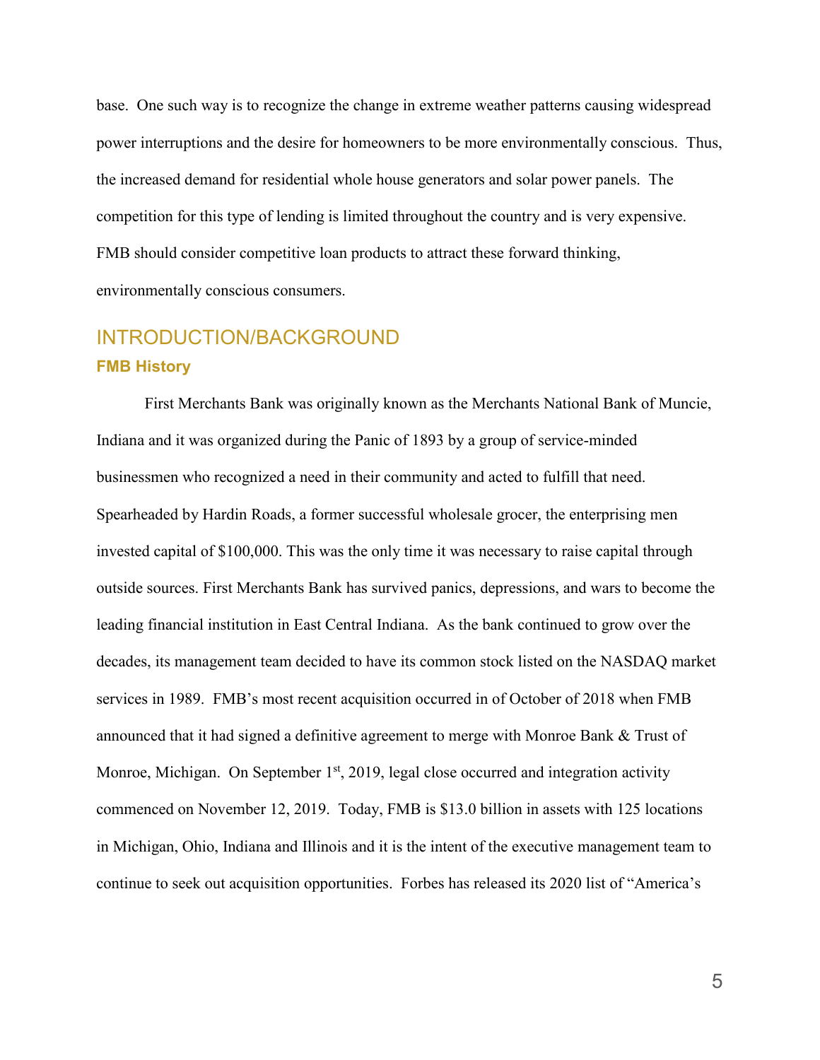base. One such way is to recognize the change in extreme weather patterns causing widespread power interruptions and the desire for homeowners to be more environmentally conscious. Thus, the increased demand for residential whole house generators and solar power panels. The competition for this type of lending is limited throughout the country and is very expensive. FMB should consider competitive loan products to attract these forward thinking, environmentally conscious consumers.

# INTRODUCTION/BACKGROUND

### FMB History

First Merchants Bank was originally known as the Merchants National Bank of Muncie, Indiana and it was organized during the Panic of 1893 by a group of service-minded businessmen who recognized a need in their community and acted to fulfill that need. Spearheaded by Hardin Roads, a former successful wholesale grocer, the enterprising men invested capital of $100,000. This was the only time it was necessary to raise capital through outside sources. First Merchants Bank has survived panics, depressions, and wars to become the leading financial institution in East Central Indiana. As the bank continued to grow over the decades, its management team decided to have its common stock listed on the NASDAQ market services in 1989. FMB's most recent acquisition occurred in of October of 2018 when FMB announced that it had signed a definitive agreement to merge with Monroe Bank & Trust of Monroe, Michigan. On September 1st, 2019, legal close occurred and integration activity commenced on November 12, 2019. Today, FMB is $13.0 billion in assets with 125 locations in Michigan, Ohio, Indiana and Illinois and it is the intent of the executive management team to continue to seek out acquisition opportunities. Forbes has released its 2020 list of "America's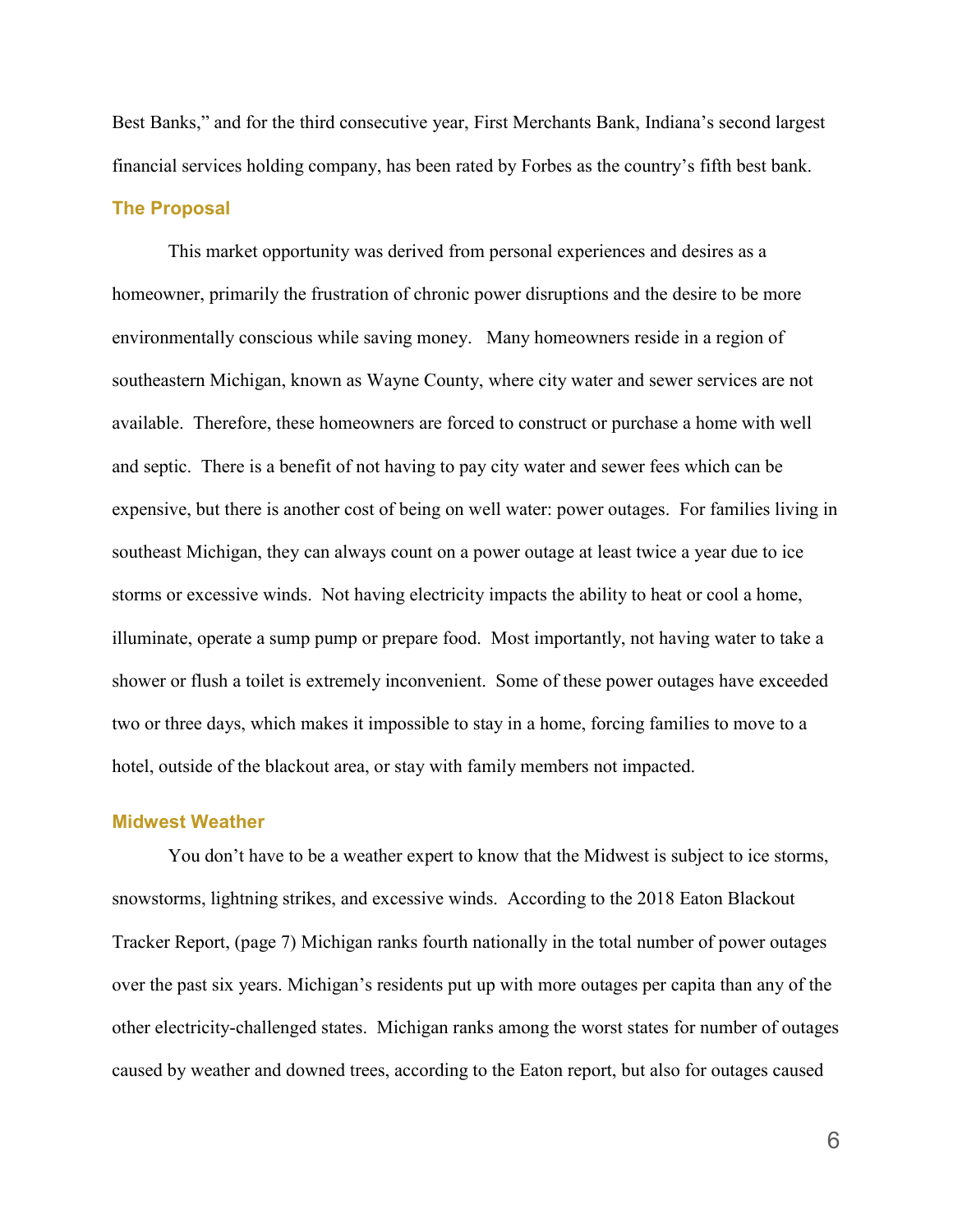Best Banks," and for the third consecutive year, First Merchants Bank, Indiana's second largest financial services holding company, has been rated by Forbes as the country's fifth best bank.

### The Proposal

This market opportunity was derived from personal experiences and desires as a homeowner, primarily the frustration of chronic power disruptions and the desire to be more environmentally conscious while saving money. Many homeowners reside in a region of southeastern Michigan, known as Wayne County, where city water and sewer services are not available. Therefore, these homeowners are forced to construct or purchase a home with well and septic. There is a benefit of not having to pay city water and sewer fees which can be expensive, but there is another cost of being on well water: power outages. For families living in southeast Michigan, they can always count on a power outage at least twice a year due to ice storms or excessive winds. Not having electricity impacts the ability to heat or cool a home, illuminate, operate a sump pump or prepare food. Most importantly, not having water to take a shower or flush a toilet is extremely inconvenient. Some of these power outages have exceeded two or three days, which makes it impossible to stay in a home, forcing families to move to a hotel, outside of the blackout area, or stay with family members not impacted.

### Midwest Weather

You don't have to be a weather expert to know that the Midwest is subject to ice storms, snowstorms, lightning strikes, and excessive winds. According to the 2018 Eaton Blackout Tracker Report, (page 7) Michigan ranks fourth nationally in the total number of power outages over the past six years. Michigan's residents put up with more outages per capita than any of the other electricity-challenged states. Michigan ranks among the worst states for number of outages caused by weather and downed trees, according to the Eaton report, but also for outages caused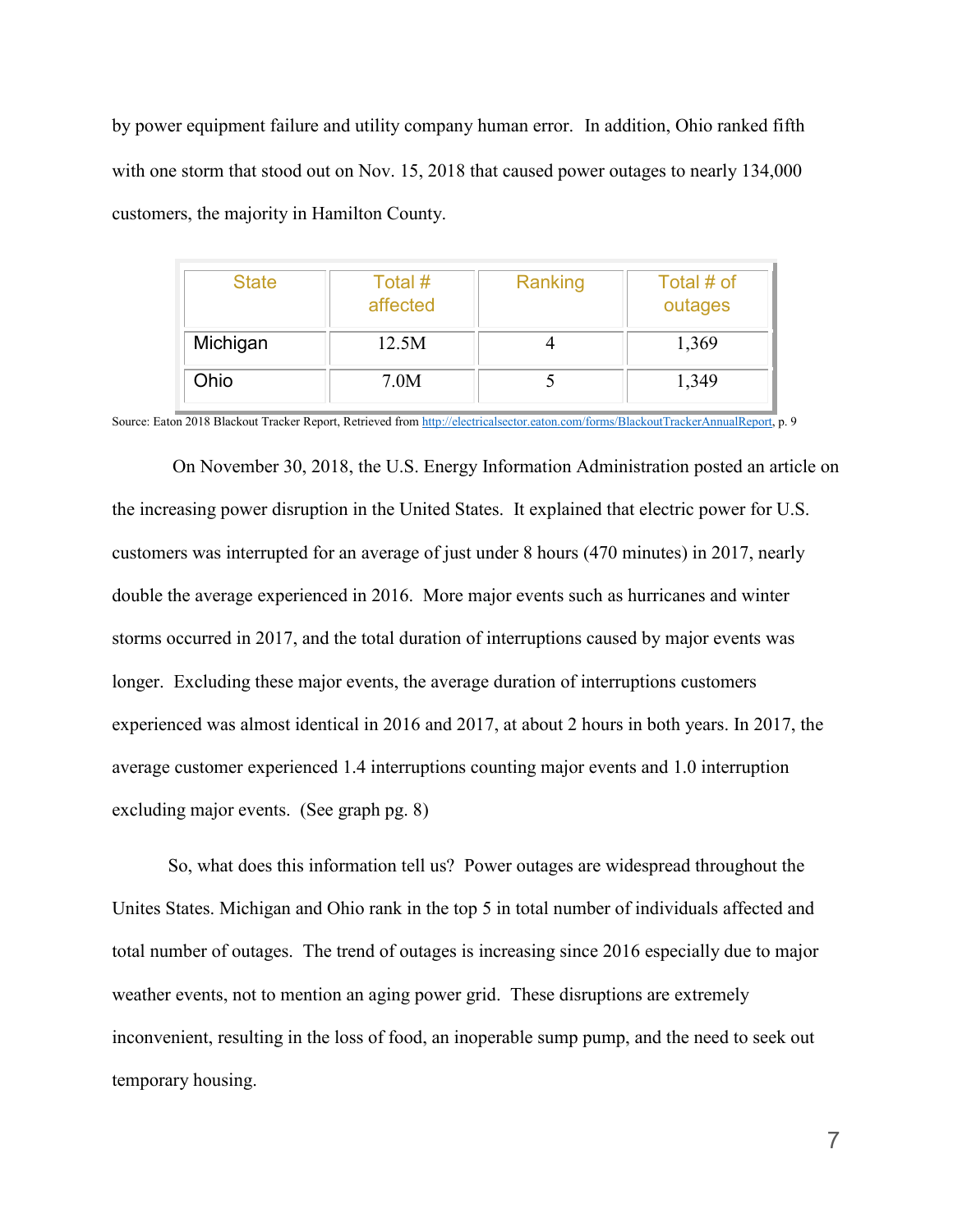by power equipment failure and utility company human error. In addition, Ohio ranked fifth with one storm that stood out on Nov. 15, 2018 that caused power outages to nearly 134,000 customers, the majority in Hamilton County.

| State | Total # affected | Ranking | Total # of outages |
| --- | --- | --- | --- |
| Michigan | 12.5M | 4 | 1,369 |
| Ohio | 7.0M | 5 | 1,349 |

Source: Eaton 2018 Blackout Tracker Report, Retrieved from http://electricalsector.eaton.com/forms/BlackoutTrackerAnnualReport, p. 9

On November 30, 2018, the U.S. Energy Information Administration posted an article on the increasing power disruption in the United States. It explained that electric power for U.S. customers was interrupted for an average of just under 8 hours (470 minutes) in 2017, nearly double the average experienced in 2016. More major events such as hurricanes and winter storms occurred in 2017, and the total duration of interruptions caused by major events was longer. Excluding these major events, the average duration of interruptions customers experienced was almost identical in 2016 and 2017, at about 2 hours in both years. In 2017, the average customer experienced 1.4 interruptions counting major events and 1.0 interruption excluding major events. (See graph pg. 8)

So, what does this information tell us? Power outages are widespread throughout the Unites States. Michigan and Ohio rank in the top 5 in total number of individuals affected and total number of outages. The trend of outages is increasing since 2016 especially due to major weather events, not to mention an aging power grid. These disruptions are extremely inconvenient, resulting in the loss of food, an inoperable sump pump, and the need to seek out temporary housing.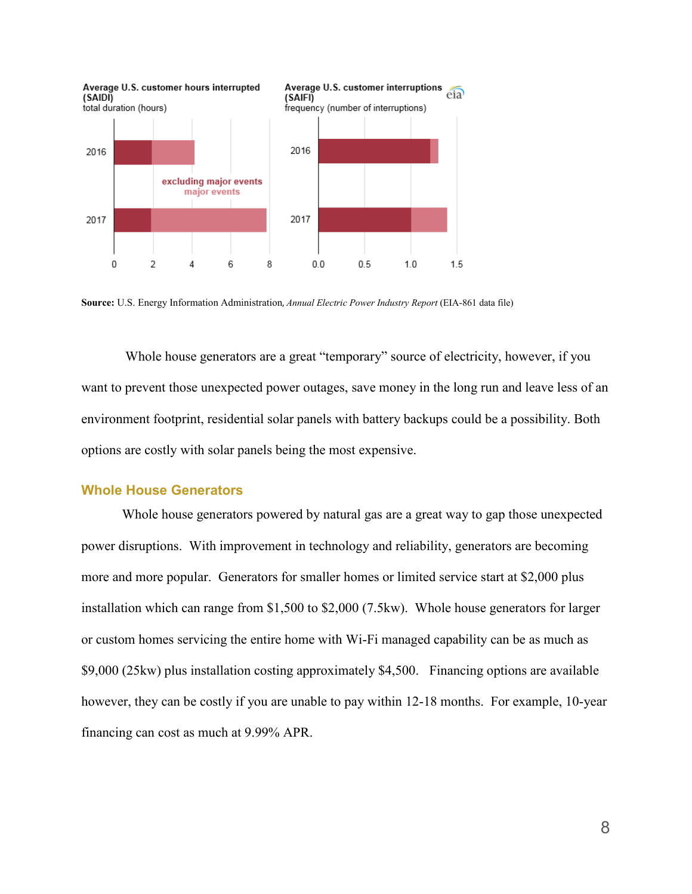Average U.S. customer hours interrupted (SAIDI)
total duration (hours)

Average U.S. customer interruptions (SAIFI)
frequency (number of interruptions)

excluding major events
major events

**Source:** U.S. Energy Information Administration, *Annual Electric Power Industry Report* (EIA-861 data file)

Whole house generators are a great "temporary" source of electricity, however, if you want to prevent those unexpected power outages, save money in the long run and leave less of an environment footprint, residential solar panels with battery backups could be a possibility. Both options are costly with solar panels being the most expensive.

## Whole House Generators

Whole house generators powered by natural gas are a great way to gap those unexpected power disruptions. With improvement in technology and reliability, generators are becoming more and more popular. Generators for smaller homes or limited service start at $2,000 plus installation which can range from $1,500 to $2,000 (7.5kw). Whole house generators for larger or custom homes servicing the entire home with Wi-Fi managed capability can be as much as $9,000 (25kw) plus installation costing approximately $4,500. Financing options are available however, they can be costly if you are unable to pay within 12-18 months. For example, 10-year financing can cost as much at 9.99% APR.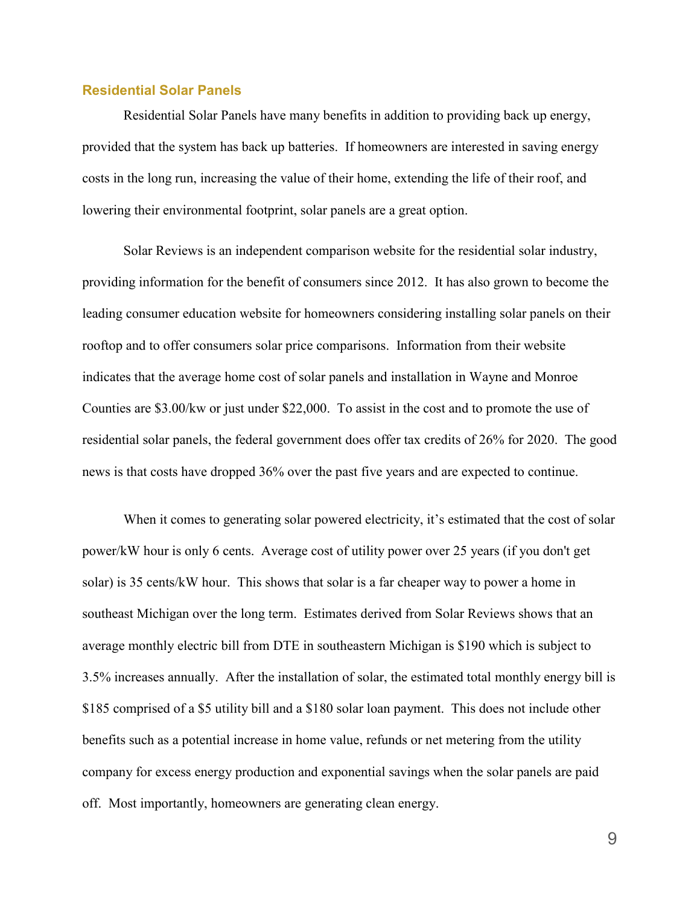## Residential Solar Panels

Residential Solar Panels have many benefits in addition to providing back up energy, provided that the system has back up batteries. If homeowners are interested in saving energy costs in the long run, increasing the value of their home, extending the life of their roof, and lowering their environmental footprint, solar panels are a great option.

Solar Reviews is an independent comparison website for the residential solar industry, providing information for the benefit of consumers since 2012. It has also grown to become the leading consumer education website for homeowners considering installing solar panels on their rooftop and to offer consumers solar price comparisons. Information from their website indicates that the average home cost of solar panels and installation in Wayne and Monroe Counties are $3.00/kw or just under $22,000. To assist in the cost and to promote the use of residential solar panels, the federal government does offer tax credits of 26% for 2020. The good news is that costs have dropped 36% over the past five years and are expected to continue.

When it comes to generating solar powered electricity, it's estimated that the cost of solar power/kW hour is only 6 cents. Average cost of utility power over 25 years (if you don't get solar) is 35 cents/kW hour. This shows that solar is a far cheaper way to power a home in southeast Michigan over the long term. Estimates derived from Solar Reviews shows that an average monthly electric bill from DTE in southeastern Michigan is $190 which is subject to 3.5% increases annually. After the installation of solar, the estimated total monthly energy bill is $185 comprised of a $5 utility bill and a $180 solar loan payment. This does not include other benefits such as a potential increase in home value, refunds or net metering from the utility company for excess energy production and exponential savings when the solar panels are paid off. Most importantly, homeowners are generating clean energy.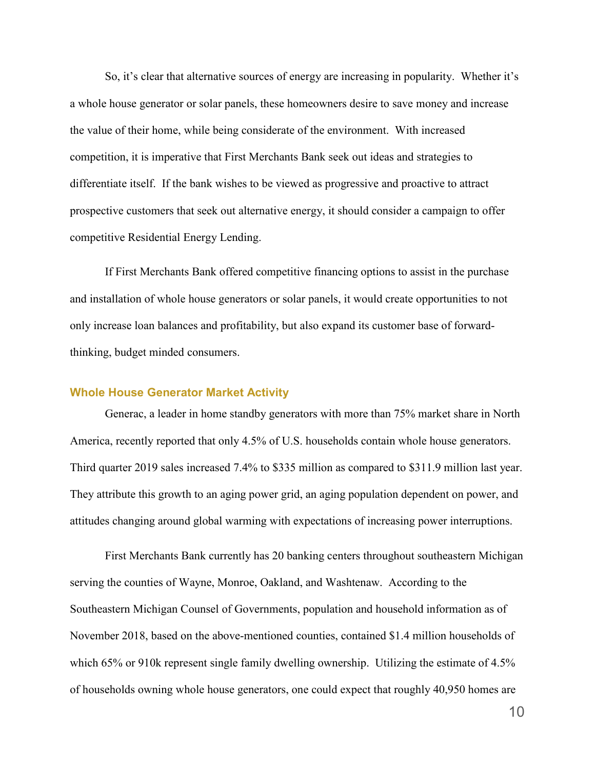So, it's clear that alternative sources of energy are increasing in popularity. Whether it's a whole house generator or solar panels, these homeowners desire to save money and increase the value of their home, while being considerate of the environment. With increased competition, it is imperative that First Merchants Bank seek out ideas and strategies to differentiate itself. If the bank wishes to be viewed as progressive and proactive to attract prospective customers that seek out alternative energy, it should consider a campaign to offer competitive Residential Energy Lending.

If First Merchants Bank offered competitive financing options to assist in the purchase and installation of whole house generators or solar panels, it would create opportunities to not only increase loan balances and profitability, but also expand its customer base of forward-thinking, budget minded consumers.

### Whole House Generator Market Activity

Generac, a leader in home standby generators with more than 75% market share in North America, recently reported that only 4.5% of U.S. households contain whole house generators. Third quarter 2019 sales increased 7.4% to $335 million as compared to $311.9 million last year. They attribute this growth to an aging power grid, an aging population dependent on power, and attitudes changing around global warming with expectations of increasing power interruptions.

First Merchants Bank currently has 20 banking centers throughout southeastern Michigan serving the counties of Wayne, Monroe, Oakland, and Washtenaw. According to the Southeastern Michigan Counsel of Governments, population and household information as of November 2018, based on the above-mentioned counties, contained $1.4 million households of which 65% or 910k represent single family dwelling ownership. Utilizing the estimate of 4.5% of households owning whole house generators, one could expect that roughly 40,950 homes are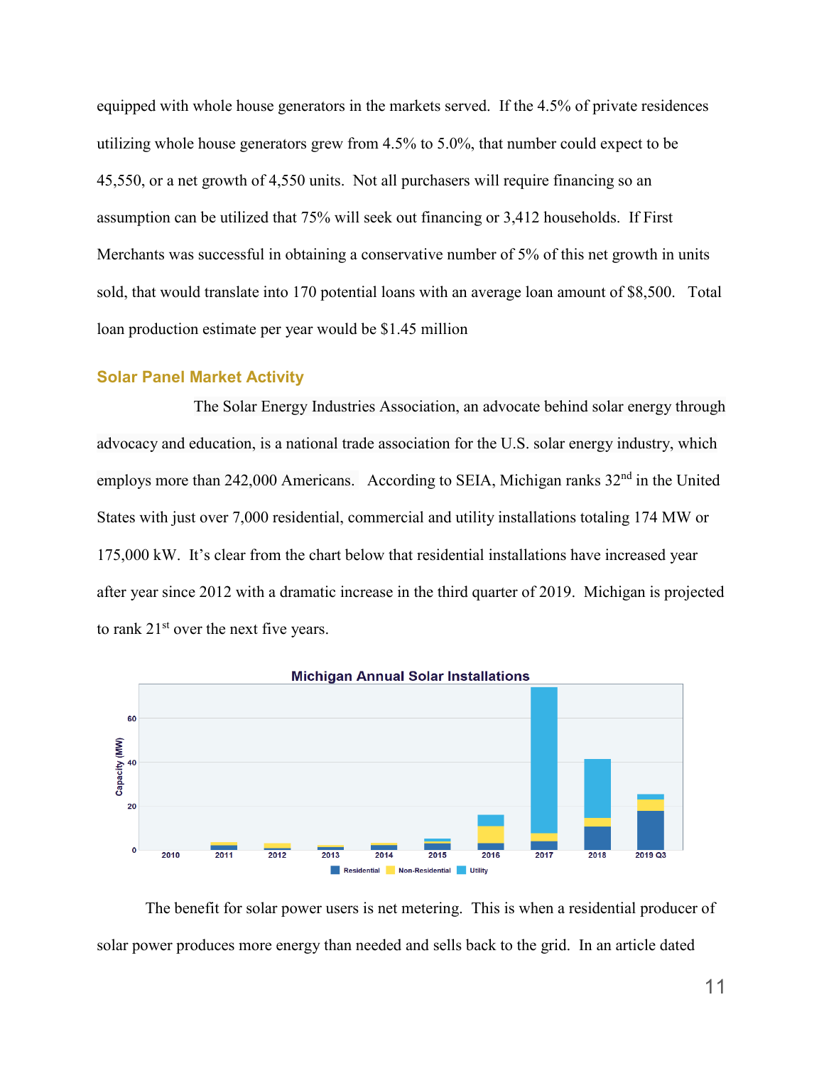equipped with whole house generators in the markets served. If the 4.5% of private residences utilizing whole house generators grew from 4.5% to 5.0%, that number could expect to be 45,550, or a net growth of 4,550 units. Not all purchasers will require financing so an assumption can be utilized that 75% will seek out financing or 3,412 households. If First Merchants was successful in obtaining a conservative number of 5% of this net growth in units sold, that would translate into 170 potential loans with an average loan amount of $8,500. Total loan production estimate per year would be $1.45 million

## Solar Panel Market Activity

The Solar Energy Industries Association, an advocate behind solar energy through advocacy and education, is a national trade association for the U.S. solar energy industry, which employs more than 242,000 Americans. According to SEIA, Michigan ranks 32nd in the United States with just over 7,000 residential, commercial and utility installations totaling 174 MW or 175,000 kW. It's clear from the chart below that residential installations have increased year after year since 2012 with a dramatic increase in the third quarter of 2019. Michigan is projected to rank 21st over the next five years.

Michigan Annual Solar Installations

The benefit for solar power users is net metering. This is when a residential producer of solar power produces more energy than needed and sells back to the grid. In an article dated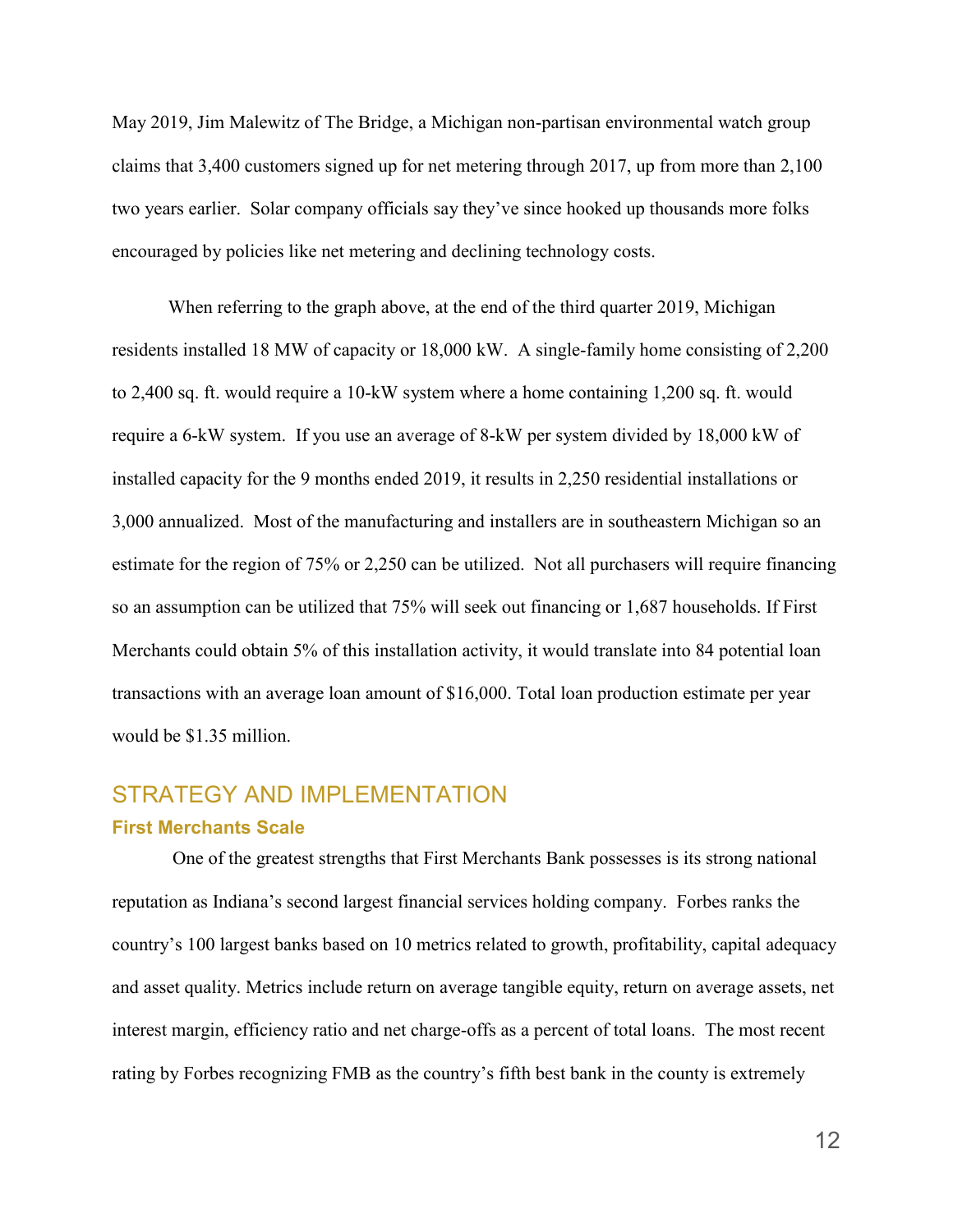May 2019, Jim Malewitz of The Bridge, a Michigan non-partisan environmental watch group claims that 3,400 customers signed up for net metering through 2017, up from more than 2,100 two years earlier. Solar company officials say they've since hooked up thousands more folks encouraged by policies like net metering and declining technology costs.

When referring to the graph above, at the end of the third quarter 2019, Michigan residents installed 18 MW of capacity or 18,000 kW. A single-family home consisting of 2,200 to 2,400 sq. ft. would require a 10-kW system where a home containing 1,200 sq. ft. would require a 6-kW system. If you use an average of 8-kW per system divided by 18,000 kW of installed capacity for the 9 months ended 2019, it results in 2,250 residential installations or 3,000 annualized. Most of the manufacturing and installers are in southeastern Michigan so an estimate for the region of 75% or 2,250 can be utilized. Not all purchasers will require financing so an assumption can be utilized that 75% will seek out financing or 1,687 households. If First Merchants could obtain 5% of this installation activity, it would translate into 84 potential loan transactions with an average loan amount of $16,000. Total loan production estimate per year would be $1.35 million.

## STRATEGY AND IMPLEMENTATION

### First Merchants Scale

One of the greatest strengths that First Merchants Bank possesses is its strong national reputation as Indiana's second largest financial services holding company. Forbes ranks the country's 100 largest banks based on 10 metrics related to growth, profitability, capital adequacy and asset quality. Metrics include return on average tangible equity, return on average assets, net interest margin, efficiency ratio and net charge-offs as a percent of total loans. The most recent rating by Forbes recognizing FMB as the country's fifth best bank in the county is extremely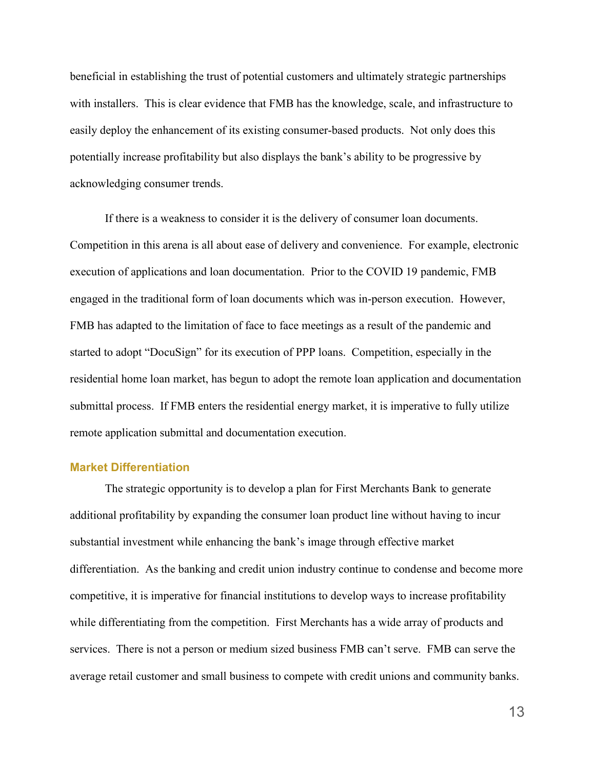beneficial in establishing the trust of potential customers and ultimately strategic partnerships with installers. This is clear evidence that FMB has the knowledge, scale, and infrastructure to easily deploy the enhancement of its existing consumer-based products. Not only does this potentially increase profitability but also displays the bank's ability to be progressive by acknowledging consumer trends.

If there is a weakness to consider it is the delivery of consumer loan documents. Competition in this arena is all about ease of delivery and convenience. For example, electronic execution of applications and loan documentation. Prior to the COVID 19 pandemic, FMB engaged in the traditional form of loan documents which was in-person execution. However, FMB has adapted to the limitation of face to face meetings as a result of the pandemic and started to adopt "DocuSign" for its execution of PPP loans. Competition, especially in the residential home loan market, has begun to adopt the remote loan application and documentation submittal process. If FMB enters the residential energy market, it is imperative to fully utilize remote application submittal and documentation execution.

### Market Differentiation

The strategic opportunity is to develop a plan for First Merchants Bank to generate additional profitability by expanding the consumer loan product line without having to incur substantial investment while enhancing the bank's image through effective market differentiation. As the banking and credit union industry continue to condense and become more competitive, it is imperative for financial institutions to develop ways to increase profitability while differentiating from the competition. First Merchants has a wide array of products and services. There is not a person or medium sized business FMB can't serve. FMB can serve the average retail customer and small business to compete with credit unions and community banks.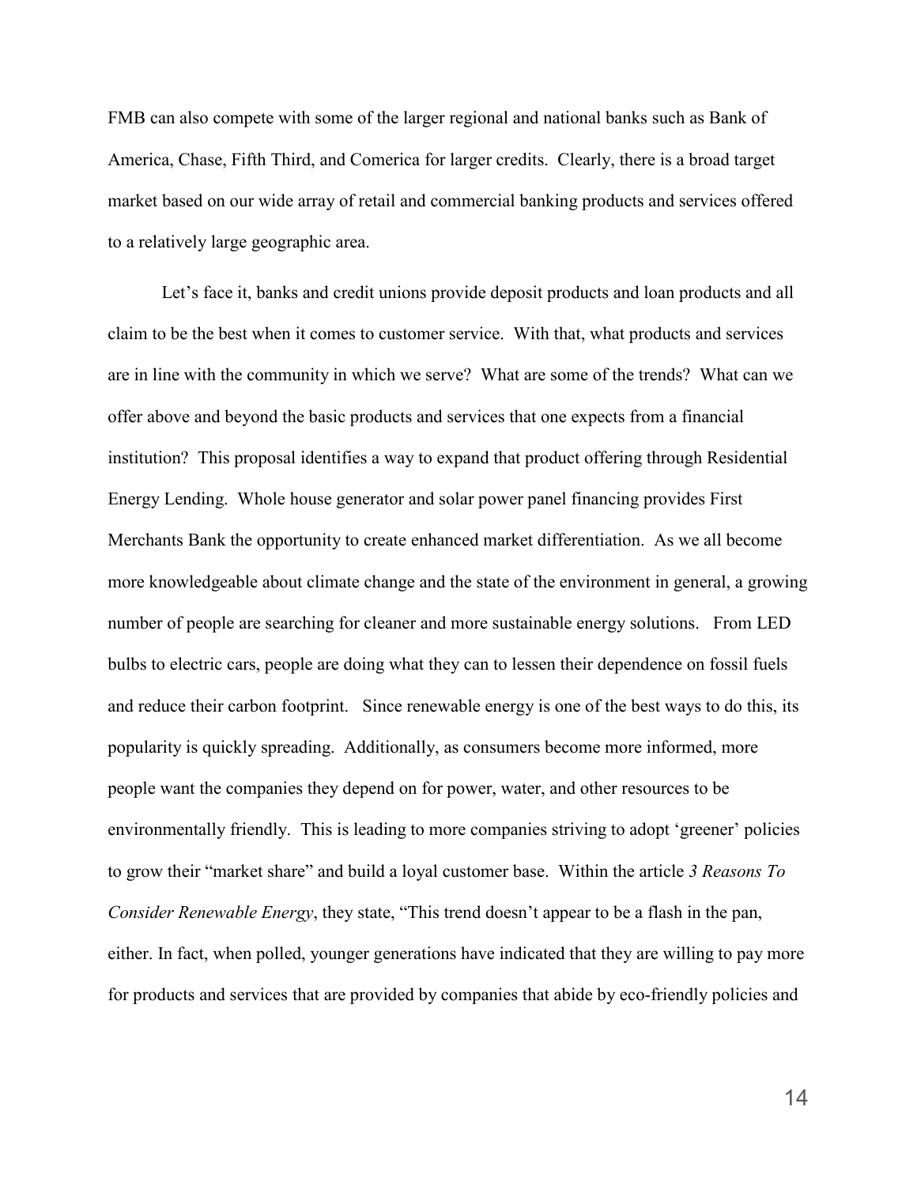FMB can also compete with some of the larger regional and national banks such as Bank of America, Chase, Fifth Third, and Comerica for larger credits. Clearly, there is a broad target market based on our wide array of retail and commercial banking products and services offered to a relatively large geographic area.

Let's face it, banks and credit unions provide deposit products and loan products and all claim to be the best when it comes to customer service. With that, what products and services are in line with the community in which we serve? What are some of the trends? What can we offer above and beyond the basic products and services that one expects from a financial institution? This proposal identifies a way to expand that product offering through Residential Energy Lending. Whole house generator and solar power panel financing provides First Merchants Bank the opportunity to create enhanced market differentiation. As we all become more knowledgeable about climate change and the state of the environment in general, a growing number of people are searching for cleaner and more sustainable energy solutions. From LED bulbs to electric cars, people are doing what they can to lessen their dependence on fossil fuels and reduce their carbon footprint. Since renewable energy is one of the best ways to do this, its popularity is quickly spreading. Additionally, as consumers become more informed, more people want the companies they depend on for power, water, and other resources to be environmentally friendly. This is leading to more companies striving to adopt 'greener' policies to grow their "market share" and build a loyal customer base. Within the article *3 Reasons To Consider Renewable Energy*, they state, "This trend doesn't appear to be a flash in the pan, either. In fact, when polled, younger generations have indicated that they are willing to pay more for products and services that are provided by companies that abide by eco-friendly policies and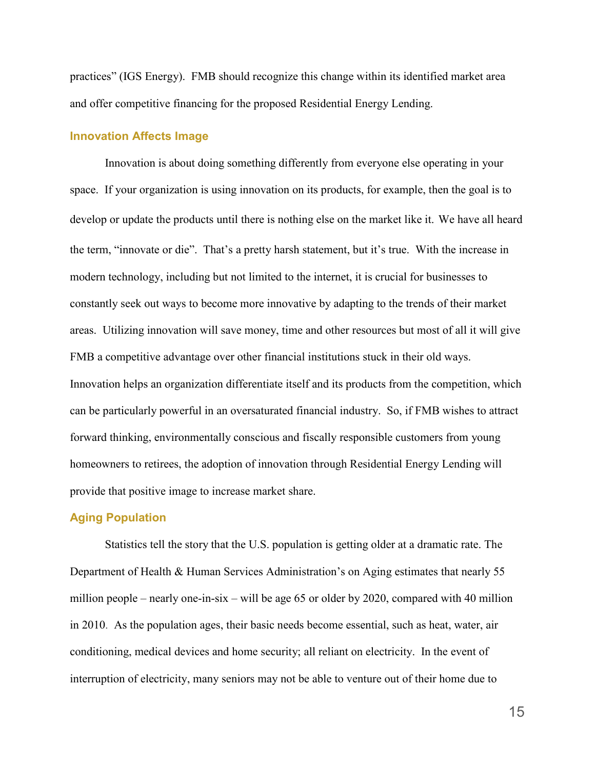practices" (IGS Energy). FMB should recognize this change within its identified market area and offer competitive financing for the proposed Residential Energy Lending.

### Innovation Affects Image

Innovation is about doing something differently from everyone else operating in your space. If your organization is using innovation on its products, for example, then the goal is to develop or update the products until there is nothing else on the market like it. We have all heard the term, "innovate or die". That's a pretty harsh statement, but it's true. With the increase in modern technology, including but not limited to the internet, it is crucial for businesses to constantly seek out ways to become more innovative by adapting to the trends of their market areas. Utilizing innovation will save money, time and other resources but most of all it will give FMB a competitive advantage over other financial institutions stuck in their old ways. Innovation helps an organization differentiate itself and its products from the competition, which can be particularly powerful in an oversaturated financial industry. So, if FMB wishes to attract forward thinking, environmentally conscious and fiscally responsible customers from young homeowners to retirees, the adoption of innovation through Residential Energy Lending will provide that positive image to increase market share.

### Aging Population

Statistics tell the story that the U.S. population is getting older at a dramatic rate. The Department of Health & Human Services Administration's on Aging estimates that nearly 55 million people – nearly one-in-six – will be age 65 or older by 2020, compared with 40 million in 2010. As the population ages, their basic needs become essential, such as heat, water, air conditioning, medical devices and home security; all reliant on electricity. In the event of interruption of electricity, many seniors may not be able to venture out of their home due to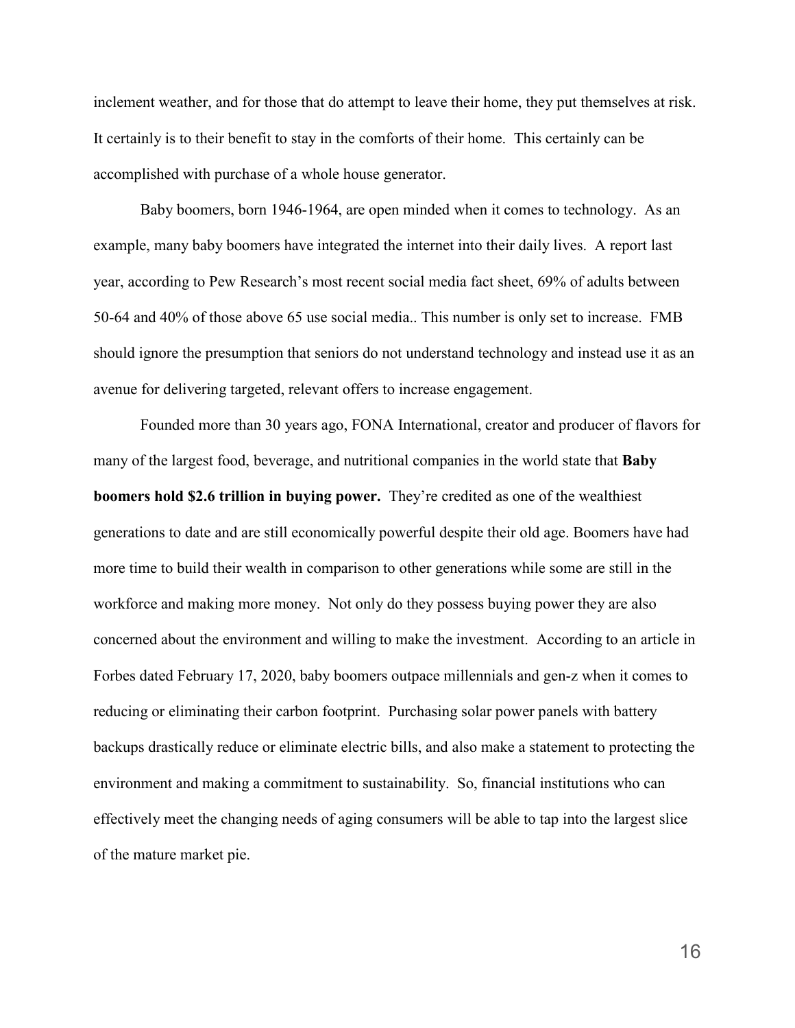inclement weather, and for those that do attempt to leave their home, they put themselves at risk. It certainly is to their benefit to stay in the comforts of their home. This certainly can be accomplished with purchase of a whole house generator.

Baby boomers, born 1946-1964, are open minded when it comes to technology. As an example, many baby boomers have integrated the internet into their daily lives. A report last year, according to Pew Research's most recent social media fact sheet, 69% of adults between 50-64 and 40% of those above 65 use social media.. This number is only set to increase. FMB should ignore the presumption that seniors do not understand technology and instead use it as an avenue for delivering targeted, relevant offers to increase engagement.

Founded more than 30 years ago, FONA International, creator and producer of flavors for many of the largest food, beverage, and nutritional companies in the world state that **Baby boomers hold $2.6 trillion in buying power.** They're credited as one of the wealthiest generations to date and are still economically powerful despite their old age. Boomers have had more time to build their wealth in comparison to other generations while some are still in the workforce and making more money. Not only do they possess buying power they are also concerned about the environment and willing to make the investment. According to an article in Forbes dated February 17, 2020, baby boomers outpace millennials and gen-z when it comes to reducing or eliminating their carbon footprint. Purchasing solar power panels with battery backups drastically reduce or eliminate electric bills, and also make a statement to protecting the environment and making a commitment to sustainability. So, financial institutions who can effectively meet the changing needs of aging consumers will be able to tap into the largest slice of the mature market pie.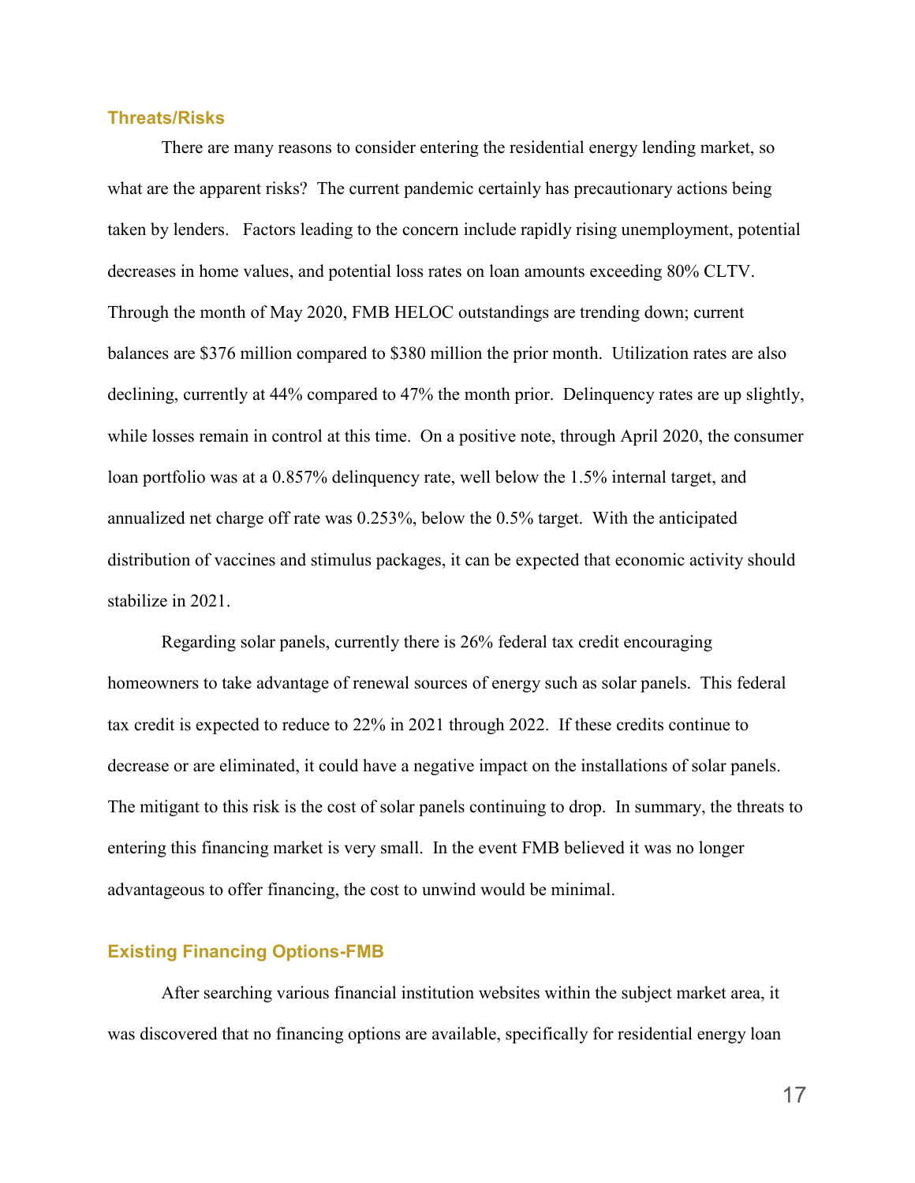## Threats/Risks

There are many reasons to consider entering the residential energy lending market, so what are the apparent risks? The current pandemic certainly has precautionary actions being taken by lenders. Factors leading to the concern include rapidly rising unemployment, potential decreases in home values, and potential loss rates on loan amounts exceeding 80% CLTV. Through the month of May 2020, FMB HELOC outstandings are trending down; current balances are $376 million compared to $380 million the prior month. Utilization rates are also declining, currently at 44% compared to 47% the month prior. Delinquency rates are up slightly, while losses remain in control at this time. On a positive note, through April 2020, the consumer loan portfolio was at a 0.857% delinquency rate, well below the 1.5% internal target, and annualized net charge off rate was 0.253%, below the 0.5% target. With the anticipated distribution of vaccines and stimulus packages, it can be expected that economic activity should stabilize in 2021.

Regarding solar panels, currently there is 26% federal tax credit encouraging homeowners to take advantage of renewal sources of energy such as solar panels. This federal tax credit is expected to reduce to 22% in 2021 through 2022. If these credits continue to decrease or are eliminated, it could have a negative impact on the installations of solar panels. The mitigant to this risk is the cost of solar panels continuing to drop. In summary, the threats to entering this financing market is very small. In the event FMB believed it was no longer advantageous to offer financing, the cost to unwind would be minimal.

## Existing Financing Options-FMB

After searching various financial institution websites within the subject market area, it was discovered that no financing options are available, specifically for residential energy loan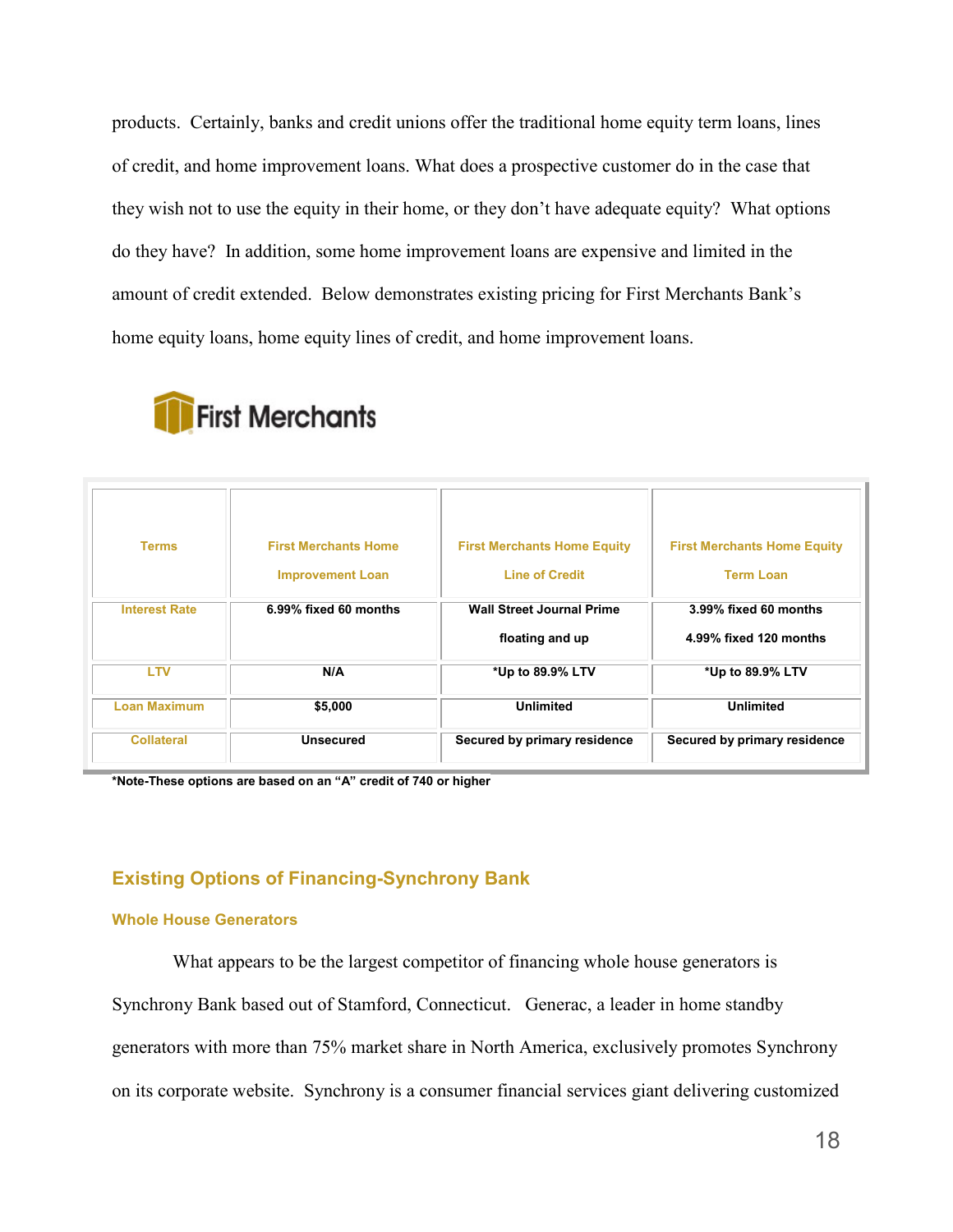products. Certainly, banks and credit unions offer the traditional home equity term loans, lines of credit, and home improvement loans. What does a prospective customer do in the case that they wish not to use the equity in their home, or they don't have adequate equity? What options do they have? In addition, some home improvement loans are expensive and limited in the amount of credit extended. Below demonstrates existing pricing for First Merchants Bank's home equity loans, home equity lines of credit, and home improvement loans.

First Merchants

| Terms | First Merchants Home Improvement Loan | First Merchants Home Equity Line of Credit | First Merchants Home Equity Term Loan |
|---|---|---|---|
| Interest Rate | 6.99% fixed 60 months | Wall Street Journal Prime floating and up | 3.99% fixed 60 months<br>4.99% fixed 120 months |
| LTV | N/A | *Up to 89.9% LTV | *Up to 89.9% LTV |
| Loan Maximum | $5,000 | Unlimited | Unlimited |
| Collateral | Unsecured | Secured by primary residence | Secured by primary residence |

**\*Note-These options are based on an "A" credit of 740 or higher**

## Existing Options of Financing-Synchrony Bank

### Whole House Generators

What appears to be the largest competitor of financing whole house generators is Synchrony Bank based out of Stamford, Connecticut. Generac, a leader in home standby generators with more than 75% market share in North America, exclusively promotes Synchrony on its corporate website. Synchrony is a consumer financial services giant delivering customized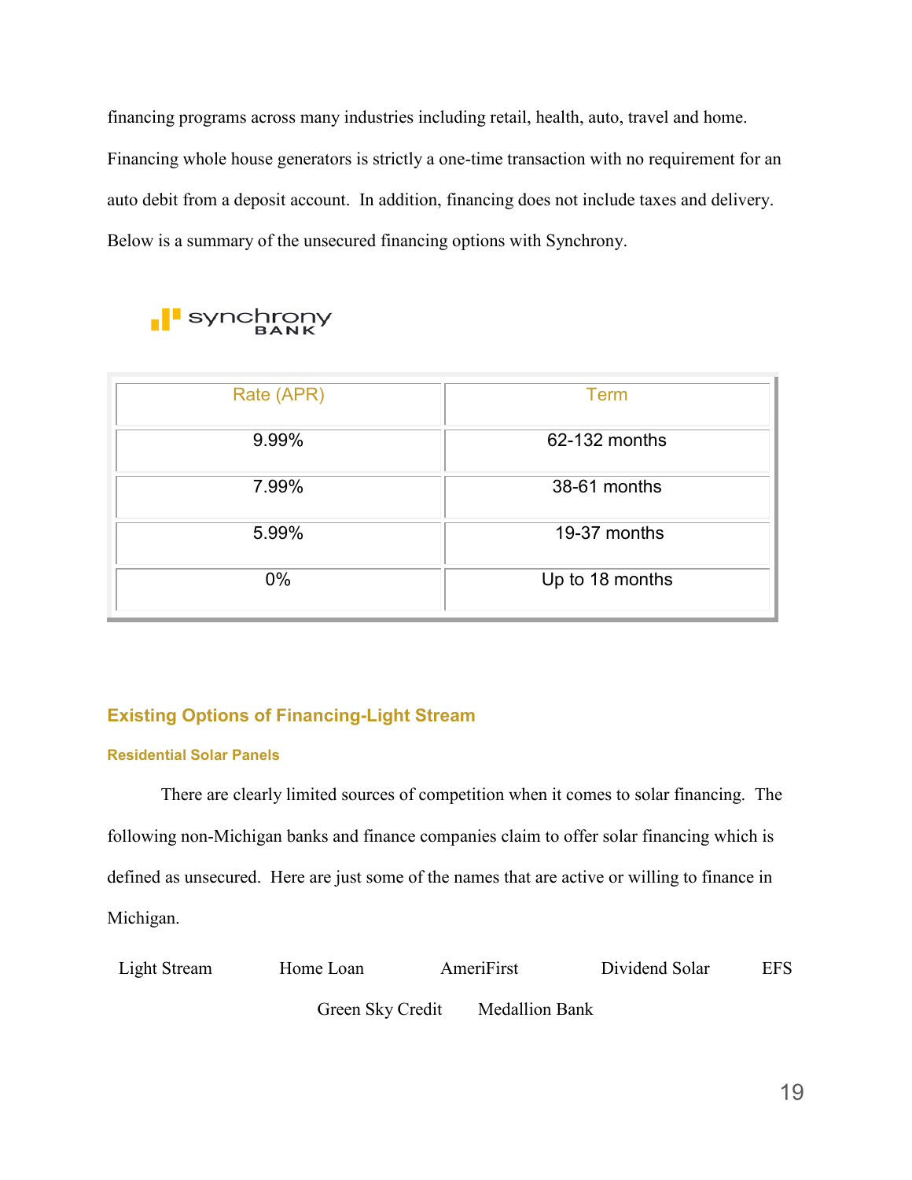financing programs across many industries including retail, health, auto, travel and home. Financing whole house generators is strictly a one-time transaction with no requirement for an auto debit from a deposit account. In addition, financing does not include taxes and delivery. Below is a summary of the unsecured financing options with Synchrony.

synchrony BANK

| Rate (APR) | Term |
|---|---|
| 9.99% | 62-132 months |
| 7.99% | 38-61 months |
| 5.99% | 19-37 months |
| 0% | Up to 18 months |

## Existing Options of Financing-Light Stream

### Residential Solar Panels

There are clearly limited sources of competition when it comes to solar financing. The following non-Michigan banks and finance companies claim to offer solar financing which is defined as unsecured. Here are just some of the names that are active or willing to finance in Michigan.

Light Stream    Home Loan    AmeriFirst    Dividend Solar    EFS

Green Sky Credit    Medallion Bank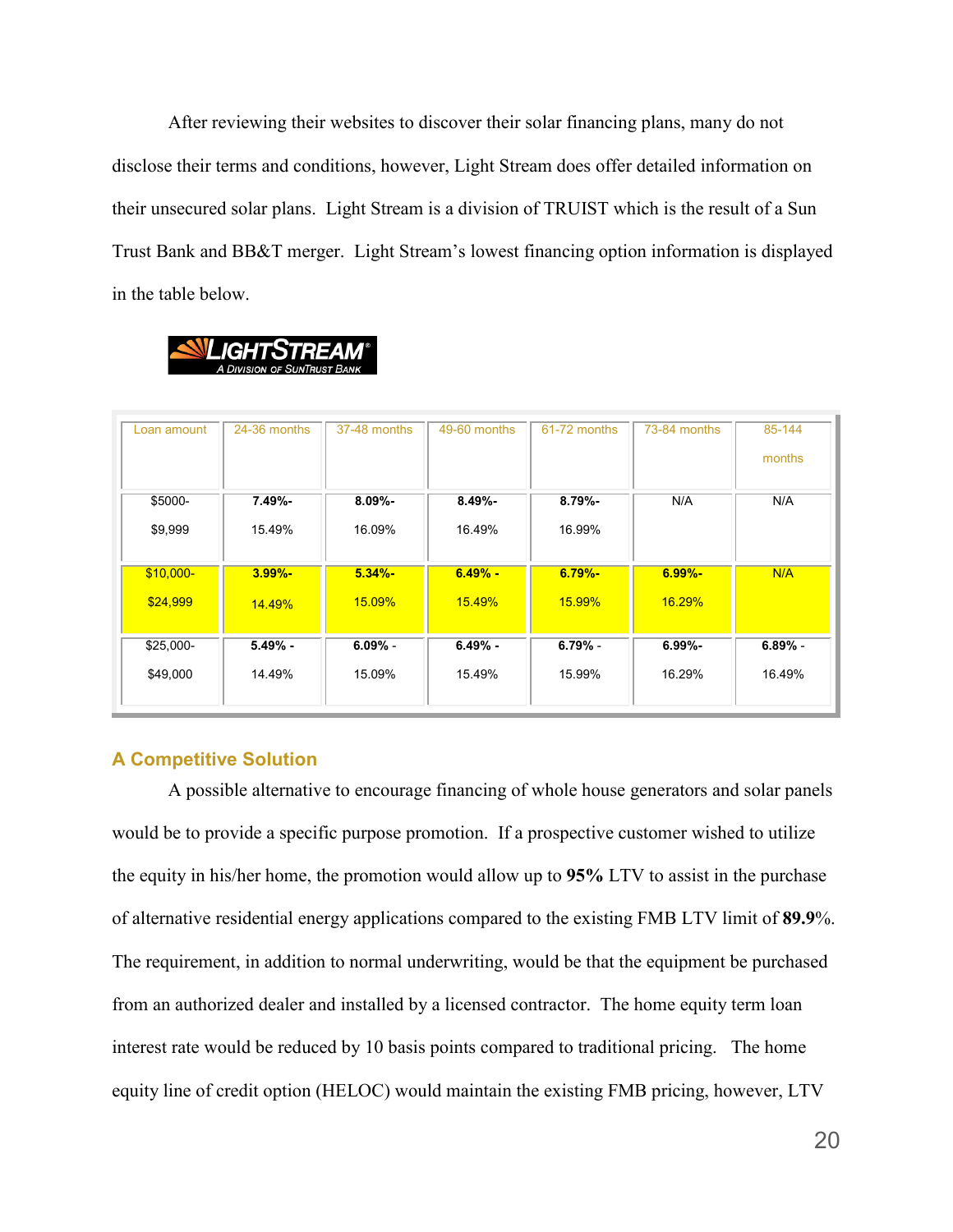After reviewing their websites to discover their solar financing plans, many do not disclose their terms and conditions, however, Light Stream does offer detailed information on their unsecured solar plans. Light Stream is a division of TRUIST which is the result of a Sun Trust Bank and BB&T merger. Light Stream's lowest financing option information is displayed in the table below.

LIGHTSTREAM®
A DIVISION OF SUNTRUST BANK

| Loan amount | 24-36 months | 37-48 months | 49-60 months | 61-72 months | 73-84 months | 85-144 months |
|---|---|---|---|---|---|---|
| $5000-$9,999 | **7.49%-** 15.49% | **8.09%-** 16.09% | **8.49%-** 16.49% | **8.79%-** 16.99% | N/A | N/A |
| $10,000-$24,999 | **3.99%-** 14.49% | **5.34%-** 15.09% | **6.49% -** 15.49% | **6.79%-** 15.99% | **6.99%-** 16.29% | N/A |
| $25,000-$49,000 | **5.49% -** 14.49% | **6.09%** - 15.09% | **6.49% -** 15.49% | **6.79%** - 15.99% | **6.99%-** 16.29% | **6.89%** - 16.49% |

## A Competitive Solution

A possible alternative to encourage financing of whole house generators and solar panels would be to provide a specific purpose promotion. If a prospective customer wished to utilize the equity in his/her home, the promotion would allow up to **95%** LTV to assist in the purchase of alternative residential energy applications compared to the existing FMB LTV limit of **89.9**%. The requirement, in addition to normal underwriting, would be that the equipment be purchased from an authorized dealer and installed by a licensed contractor. The home equity term loan interest rate would be reduced by 10 basis points compared to traditional pricing. The home equity line of credit option (HELOC) would maintain the existing FMB pricing, however, LTV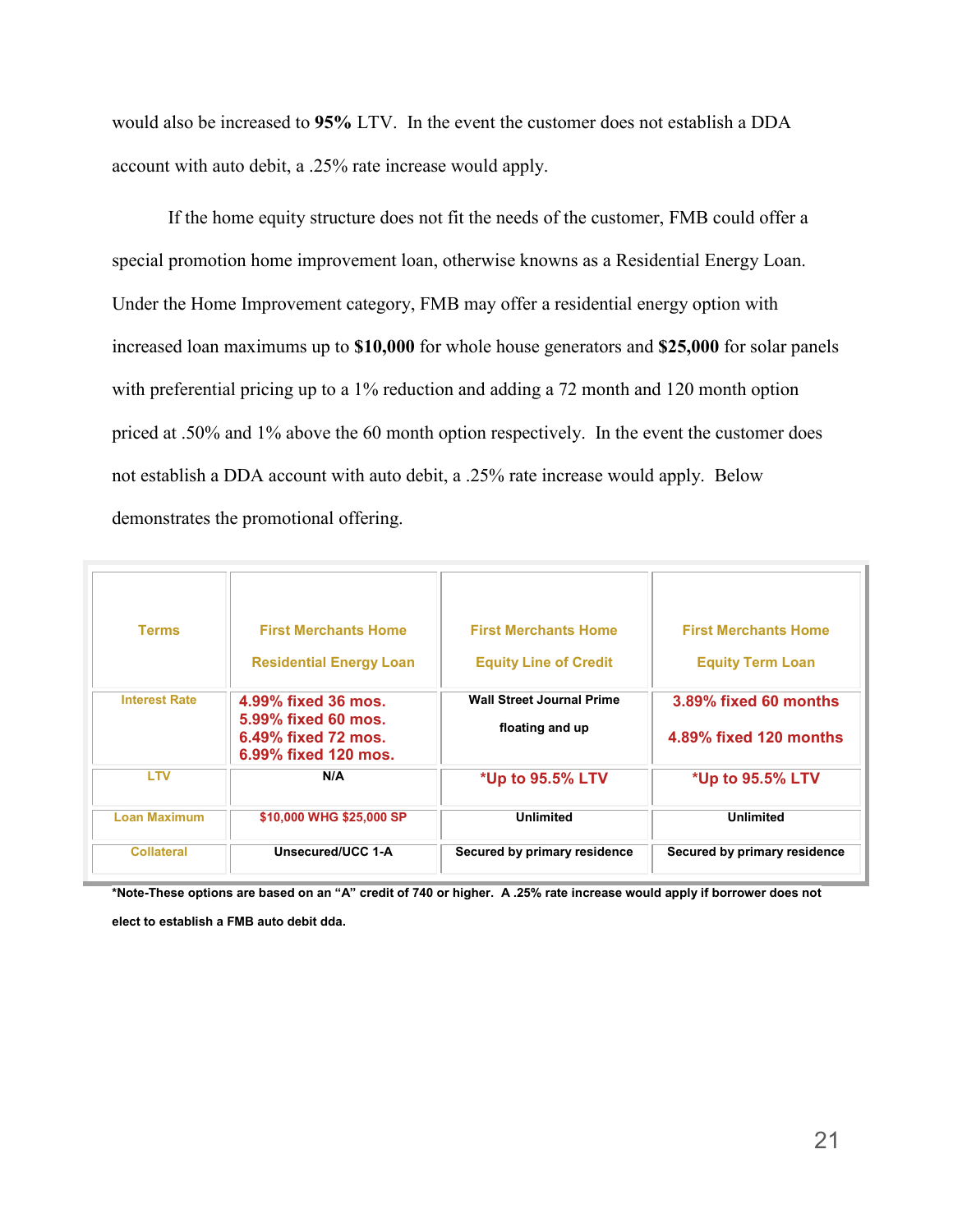would also be increased to **95%** LTV. In the event the customer does not establish a DDA account with auto debit, a .25% rate increase would apply.

If the home equity structure does not fit the needs of the customer, FMB could offer a special promotion home improvement loan, otherwise knowns as a Residential Energy Loan. Under the Home Improvement category, FMB may offer a residential energy option with increased loan maximums up to **$10,000** for whole house generators and **$25,000** for solar panels with preferential pricing up to a 1% reduction and adding a 72 month and 120 month option priced at .50% and 1% above the 60 month option respectively. In the event the customer does not establish a DDA account with auto debit, a .25% rate increase would apply. Below demonstrates the promotional offering.

| Terms | First Merchants Home Residential Energy Loan | First Merchants Home Equity Line of Credit | First Merchants Home Equity Term Loan |
|---|---|---|---|
| Interest Rate | 4.99% fixed 36 mos.<br>5.99% fixed 60 mos.<br>6.49% fixed 72 mos.<br>6.99% fixed 120 mos. | Wall Street Journal Prime floating and up | 3.89% fixed 60 months<br>4.89% fixed 120 months |
| LTV | N/A | *Up to 95.5% LTV | *Up to 95.5% LTV |
| Loan Maximum | $10,000 WHG $25,000 SP | Unlimited | Unlimited |
| Collateral | Unsecured/UCC 1-A | Secured by primary residence | Secured by primary residence |

**\*Note-These options are based on an "A" credit of 740 or higher. A .25% rate increase would apply if borrower does not elect to establish a FMB auto debit dda.**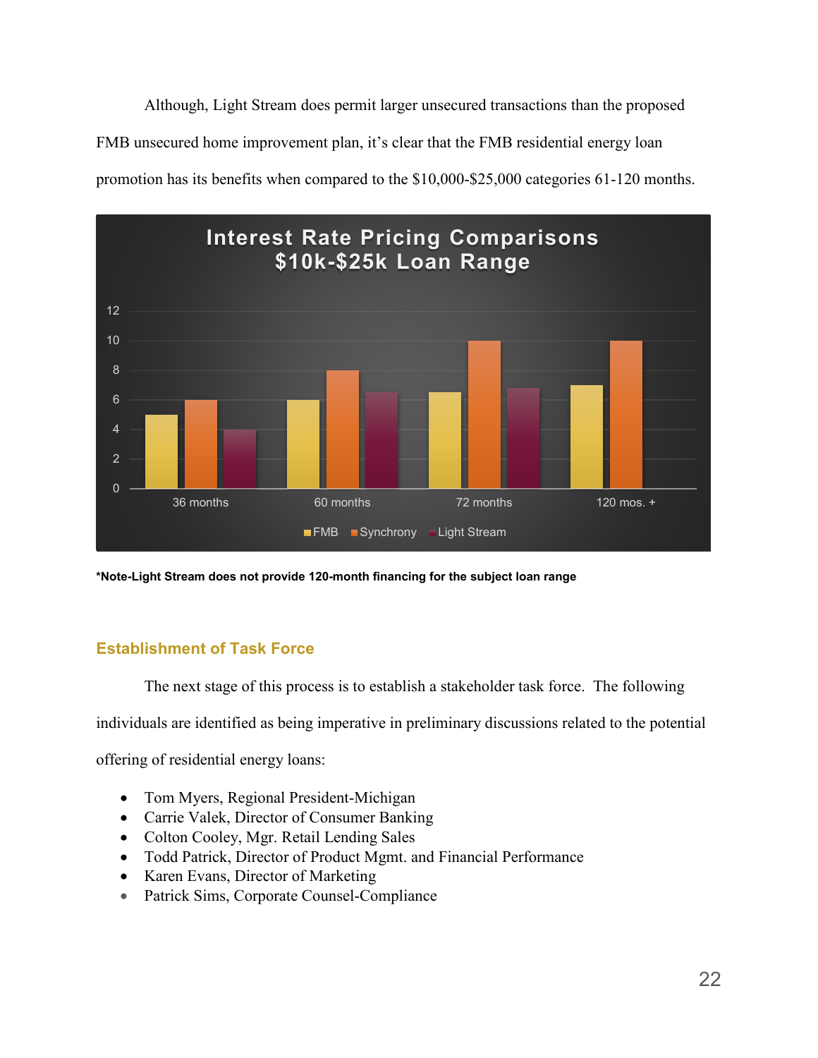Although, Light Stream does permit larger unsecured transactions than the proposed FMB unsecured home improvement plan, it's clear that the FMB residential energy loan promotion has its benefits when compared to the $10,000-$25,000 categories 61-120 months.

**Interest Rate Pricing Comparisons**
**$10k-$25k Loan Range**

| | FMB | Synchrony | Light Stream |
|---|---|---|---|
| 36 months | 5 | 6 | 4 |
| 60 months | 6 | 8 | 6.5 |
| 72 months | 6.5 | 10 | 6.8 |
| 120 mos. + | 7 | 10 | |

**\*Note-Light Stream does not provide 120-month financing for the subject loan range**

## Establishment of Task Force

The next stage of this process is to establish a stakeholder task force. The following individuals are identified as being imperative in preliminary discussions related to the potential offering of residential energy loans:

- Tom Myers, Regional President-Michigan
- Carrie Valek, Director of Consumer Banking
- Colton Cooley, Mgr. Retail Lending Sales
- Todd Patrick, Director of Product Mgmt. and Financial Performance
- Karen Evans, Director of Marketing
- Patrick Sims, Corporate Counsel-Compliance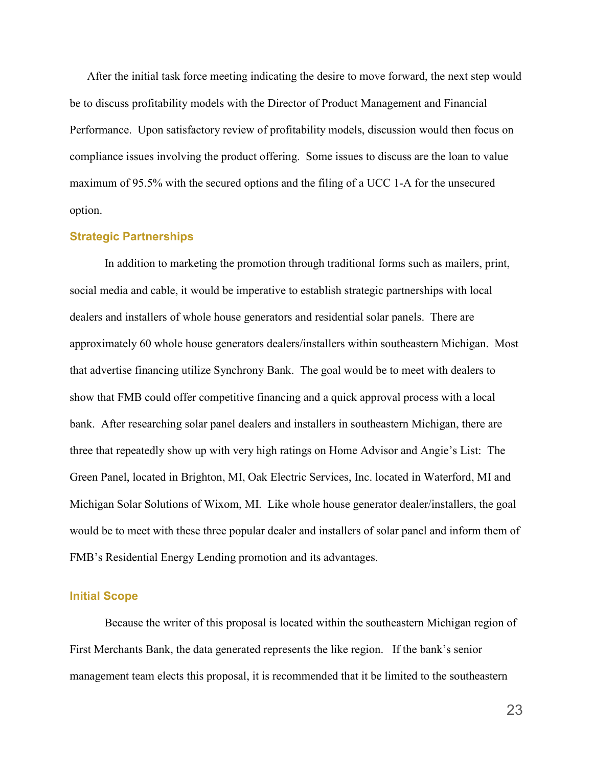After the initial task force meeting indicating the desire to move forward, the next step would be to discuss profitability models with the Director of Product Management and Financial Performance. Upon satisfactory review of profitability models, discussion would then focus on compliance issues involving the product offering. Some issues to discuss are the loan to value maximum of 95.5% with the secured options and the filing of a UCC 1-A for the unsecured option.

### Strategic Partnerships

In addition to marketing the promotion through traditional forms such as mailers, print, social media and cable, it would be imperative to establish strategic partnerships with local dealers and installers of whole house generators and residential solar panels. There are approximately 60 whole house generators dealers/installers within southeastern Michigan. Most that advertise financing utilize Synchrony Bank. The goal would be to meet with dealers to show that FMB could offer competitive financing and a quick approval process with a local bank. After researching solar panel dealers and installers in southeastern Michigan, there are three that repeatedly show up with very high ratings on Home Advisor and Angie's List: The Green Panel, located in Brighton, MI, Oak Electric Services, Inc. located in Waterford, MI and Michigan Solar Solutions of Wixom, MI. Like whole house generator dealer/installers, the goal would be to meet with these three popular dealer and installers of solar panel and inform them of FMB's Residential Energy Lending promotion and its advantages.

### Initial Scope

Because the writer of this proposal is located within the southeastern Michigan region of First Merchants Bank, the data generated represents the like region. If the bank's senior management team elects this proposal, it is recommended that it be limited to the southeastern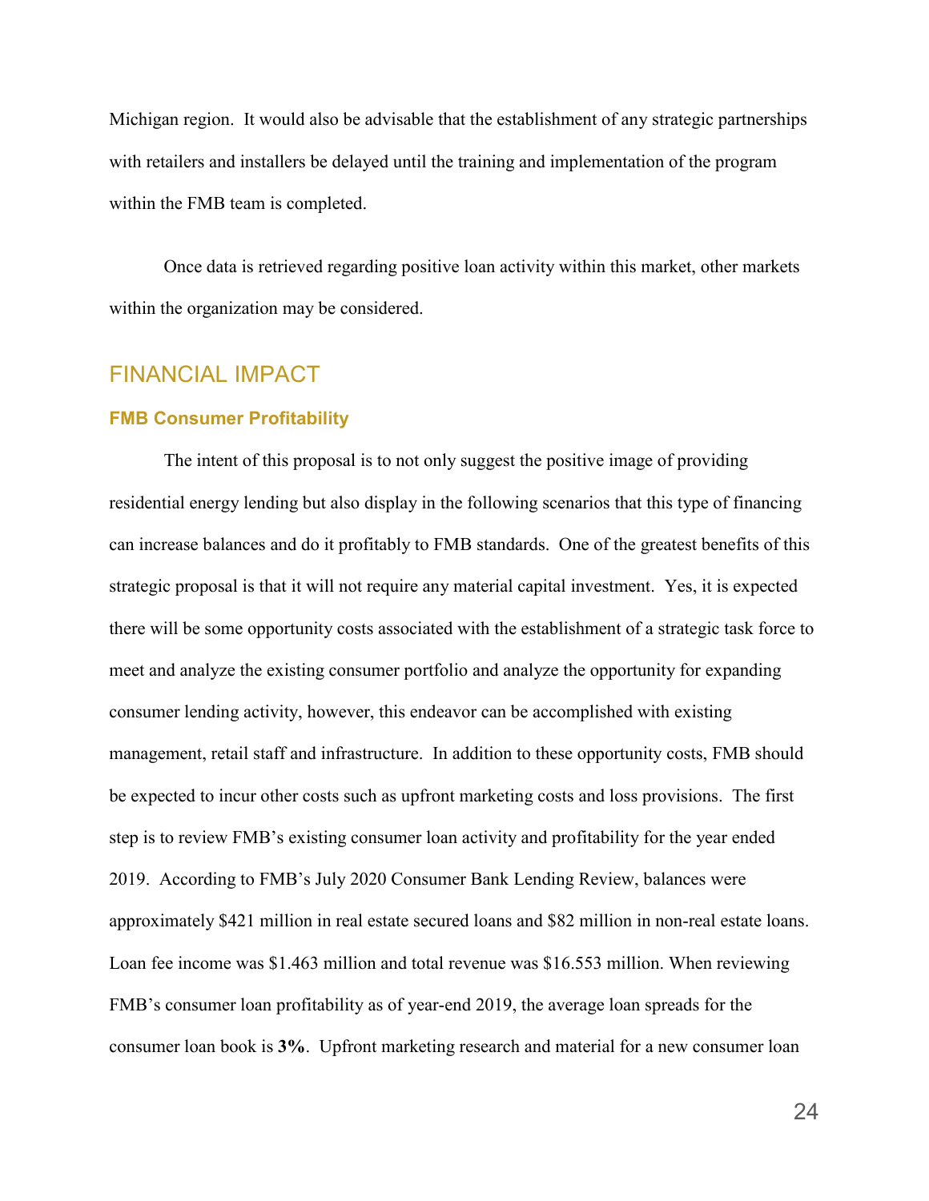Michigan region. It would also be advisable that the establishment of any strategic partnerships with retailers and installers be delayed until the training and implementation of the program within the FMB team is completed.

Once data is retrieved regarding positive loan activity within this market, other markets within the organization may be considered.

## FINANCIAL IMPACT

### FMB Consumer Profitability

The intent of this proposal is to not only suggest the positive image of providing residential energy lending but also display in the following scenarios that this type of financing can increase balances and do it profitably to FMB standards. One of the greatest benefits of this strategic proposal is that it will not require any material capital investment. Yes, it is expected there will be some opportunity costs associated with the establishment of a strategic task force to meet and analyze the existing consumer portfolio and analyze the opportunity for expanding consumer lending activity, however, this endeavor can be accomplished with existing management, retail staff and infrastructure. In addition to these opportunity costs, FMB should be expected to incur other costs such as upfront marketing costs and loss provisions. The first step is to review FMB's existing consumer loan activity and profitability for the year ended 2019. According to FMB's July 2020 Consumer Bank Lending Review, balances were approximately $421 million in real estate secured loans and $82 million in non-real estate loans. Loan fee income was $1.463 million and total revenue was $16.553 million. When reviewing FMB's consumer loan profitability as of year-end 2019, the average loan spreads for the consumer loan book is **3%**. Upfront marketing research and material for a new consumer loan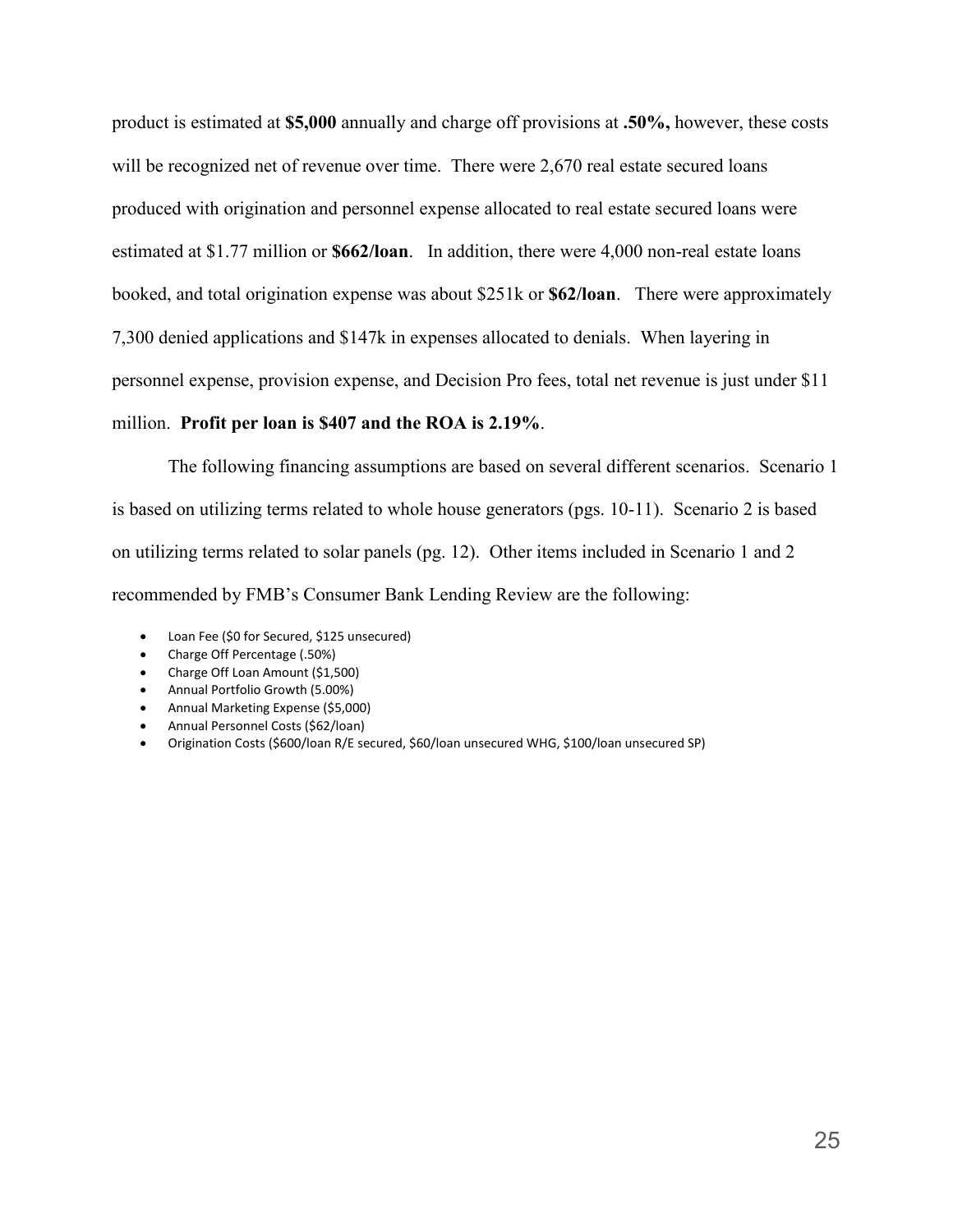product is estimated at **$5,000** annually and charge off provisions at **.50%,** however, these costs will be recognized net of revenue over time. There were 2,670 real estate secured loans produced with origination and personnel expense allocated to real estate secured loans were estimated at $1.77 million or **$662/loan**. In addition, there were 4,000 non-real estate loans booked, and total origination expense was about $251k or **$62/loan**. There were approximately 7,300 denied applications and $147k in expenses allocated to denials. When layering in personnel expense, provision expense, and Decision Pro fees, total net revenue is just under $11 million. **Profit per loan is $407 and the ROA is 2.19%**.

The following financing assumptions are based on several different scenarios. Scenario 1 is based on utilizing terms related to whole house generators (pgs. 10-11). Scenario 2 is based on utilizing terms related to solar panels (pg. 12). Other items included in Scenario 1 and 2 recommended by FMB's Consumer Bank Lending Review are the following:

- Loan Fee ($0 for Secured, $125 unsecured)
- Charge Off Percentage (.50%)
- Charge Off Loan Amount ($1,500)
- Annual Portfolio Growth (5.00%)
- Annual Marketing Expense ($5,000)
- Annual Personnel Costs ($62/loan)
- Origination Costs ($600/loan R/E secured, $60/loan unsecured WHG, $100/loan unsecured SP)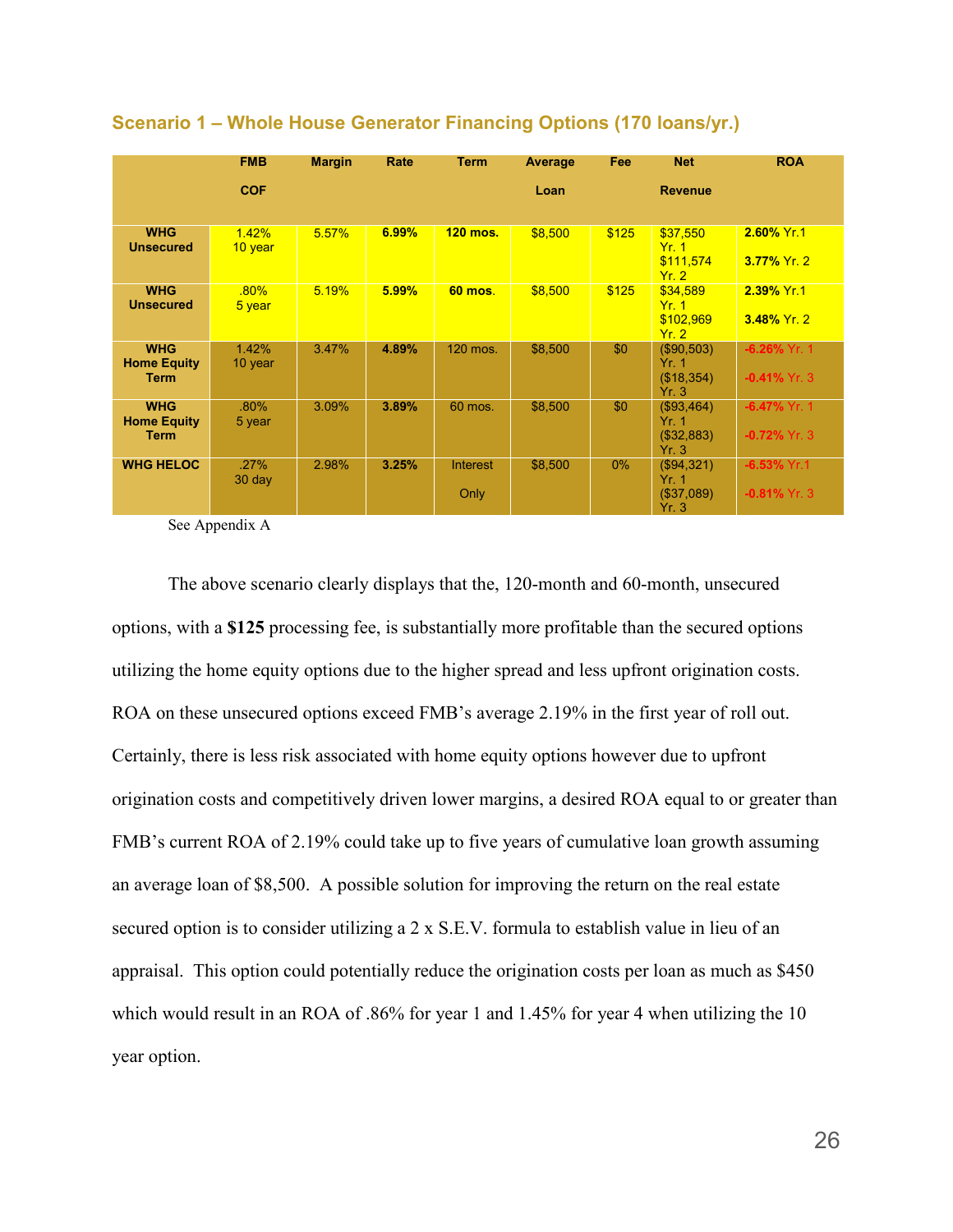### Scenario 1 – Whole House Generator Financing Options (170 loans/yr.)

| | FMB COF | Margin | Rate | Term | Average Loan | Fee | Net Revenue | ROA |
|---|---|---|---|---|---|---|---|---|
| **WHG Unsecured** | 1.42% 10 year | 5.57% | **6.99%** | **120 mos.** | $8,500 | $125 | $37,550 Yr. 1 $111,574 Yr. 2 | **2.60%** Yr.1 **3.77%** Yr. 2 |
| **WHG Unsecured** | .80% 5 year | 5.19% | **5.99%** | **60 mos.** | $8,500 | $125 | $34,589 Yr. 1 $102,969 Yr. 2 | **2.39%** Yr.1 **3.48%** Yr. 2 |
| **WHG Home Equity Term** | 1.42% 10 year | 3.47% | **4.89%** | 120 mos. | $8,500 | $0 | ($90,503) Yr. 1 ($18,354) Yr. 3 | **-6.26%** Yr. 1 **-0.41%** Yr. 3 |
| **WHG Home Equity Term** | .80% 5 year | 3.09% | **3.89%** | 60 mos. | $8,500 | $0 | ($93,464) Yr. 1 ($32,883) Yr. 3 | **-6.47%** Yr. 1 **-0.72%** Yr. 3 |
| **WHG HELOC** | .27% 30 day | 2.98% | **3.25%** | Interest Only | $8,500 | 0% | ($94,321) Yr. 1 ($37,089) Yr. 3 | **-6.53%** Yr.1 **-0.81%** Yr. 3 |

See Appendix A

The above scenario clearly displays that the, 120-month and 60-month, unsecured options, with a **$125** processing fee, is substantially more profitable than the secured options utilizing the home equity options due to the higher spread and less upfront origination costs. ROA on these unsecured options exceed FMB's average 2.19% in the first year of roll out. Certainly, there is less risk associated with home equity options however due to upfront origination costs and competitively driven lower margins, a desired ROA equal to or greater than FMB's current ROA of 2.19% could take up to five years of cumulative loan growth assuming an average loan of $8,500. A possible solution for improving the return on the real estate secured option is to consider utilizing a 2 x S.E.V. formula to establish value in lieu of an appraisal. This option could potentially reduce the origination costs per loan as much as $450 which would result in an ROA of .86% for year 1 and 1.45% for year 4 when utilizing the 10 year option.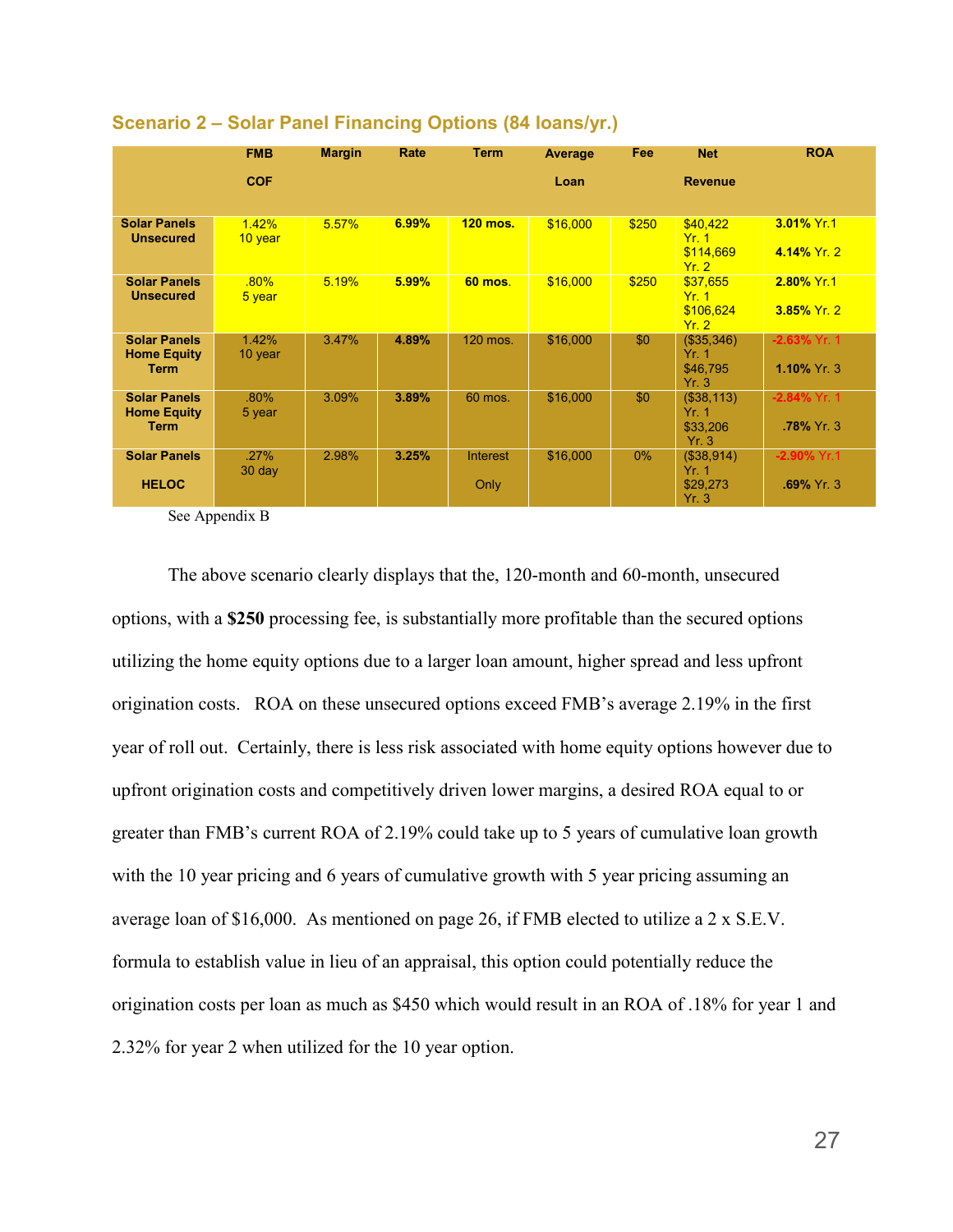## Scenario 2 – Solar Panel Financing Options (84 loans/yr.)

| | FMB COF | Margin | Rate | Term | Average Loan | Fee | Net Revenue | ROA |
|---|---|---|---|---|---|---|---|---|
| **Solar Panels Unsecured** | 1.42% 10 year | 5.57% | **6.99%** | **120 mos.** | $16,000 | $250 | $40,422 Yr. 1 $114,669 Yr. 2 | **3.01%** Yr.1 **4.14%** Yr. 2 |
| **Solar Panels Unsecured** | .80% 5 year | 5.19% | **5.99%** | **60 mos**. | $16,000 | $250 | $37,655 Yr. 1 $106,624 Yr. 2 | **2.80%** Yr.1 **3.85%** Yr. 2 |
| **Solar Panels Home Equity Term** | 1.42% 10 year | 3.47% | **4.89%** | 120 mos. | $16,000 | $0 | ($35,346) Yr. 1 $46,795 Yr. 3 | **-2.63%** Yr. 1 **1.10%** Yr. 3 |
| **Solar Panels Home Equity Term** | .80% 5 year | 3.09% | **3.89%** | 60 mos. | $16,000 | $0 | ($38,113) Yr. 1 $33,206 Yr. 3 | **-2.84%** Yr. 1 **.78%** Yr. 3 |
| **Solar Panels HELOC** | .27% 30 day | 2.98% | **3.25%** | Interest Only | $16,000 | 0% | ($38,914) Yr. 1 $29,273 Yr. 3 | **-2.90%** Yr.1 **.69%** Yr. 3 |

See Appendix B

The above scenario clearly displays that the, 120-month and 60-month, unsecured options, with a **$250** processing fee, is substantially more profitable than the secured options utilizing the home equity options due to a larger loan amount, higher spread and less upfront origination costs. ROA on these unsecured options exceed FMB's average 2.19% in the first year of roll out. Certainly, there is less risk associated with home equity options however due to upfront origination costs and competitively driven lower margins, a desired ROA equal to or greater than FMB's current ROA of 2.19% could take up to 5 years of cumulative loan growth with the 10 year pricing and 6 years of cumulative growth with 5 year pricing assuming an average loan of $16,000. As mentioned on page 26, if FMB elected to utilize a 2 x S.E.V. formula to establish value in lieu of an appraisal, this option could potentially reduce the origination costs per loan as much as $450 which would result in an ROA of .18% for year 1 and 2.32% for year 2 when utilized for the 10 year option.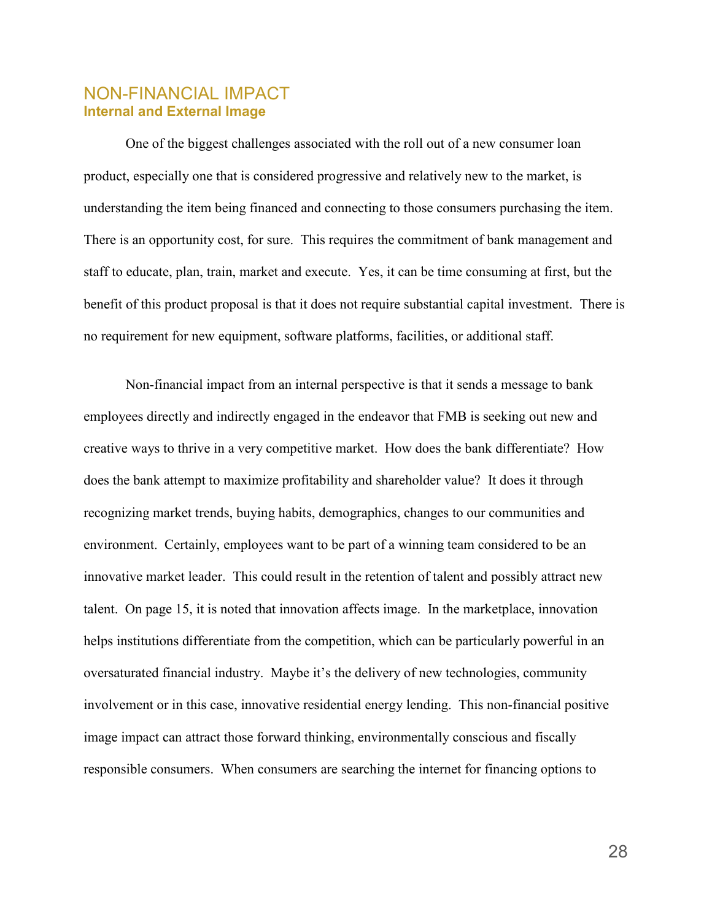## NON-FINANCIAL IMPACT

### Internal and External Image

One of the biggest challenges associated with the roll out of a new consumer loan product, especially one that is considered progressive and relatively new to the market, is understanding the item being financed and connecting to those consumers purchasing the item. There is an opportunity cost, for sure. This requires the commitment of bank management and staff to educate, plan, train, market and execute. Yes, it can be time consuming at first, but the benefit of this product proposal is that it does not require substantial capital investment. There is no requirement for new equipment, software platforms, facilities, or additional staff.

Non-financial impact from an internal perspective is that it sends a message to bank employees directly and indirectly engaged in the endeavor that FMB is seeking out new and creative ways to thrive in a very competitive market. How does the bank differentiate? How does the bank attempt to maximize profitability and shareholder value? It does it through recognizing market trends, buying habits, demographics, changes to our communities and environment. Certainly, employees want to be part of a winning team considered to be an innovative market leader. This could result in the retention of talent and possibly attract new talent. On page 15, it is noted that innovation affects image. In the marketplace, innovation helps institutions differentiate from the competition, which can be particularly powerful in an oversaturated financial industry. Maybe it's the delivery of new technologies, community involvement or in this case, innovative residential energy lending. This non-financial positive image impact can attract those forward thinking, environmentally conscious and fiscally responsible consumers. When consumers are searching the internet for financing options to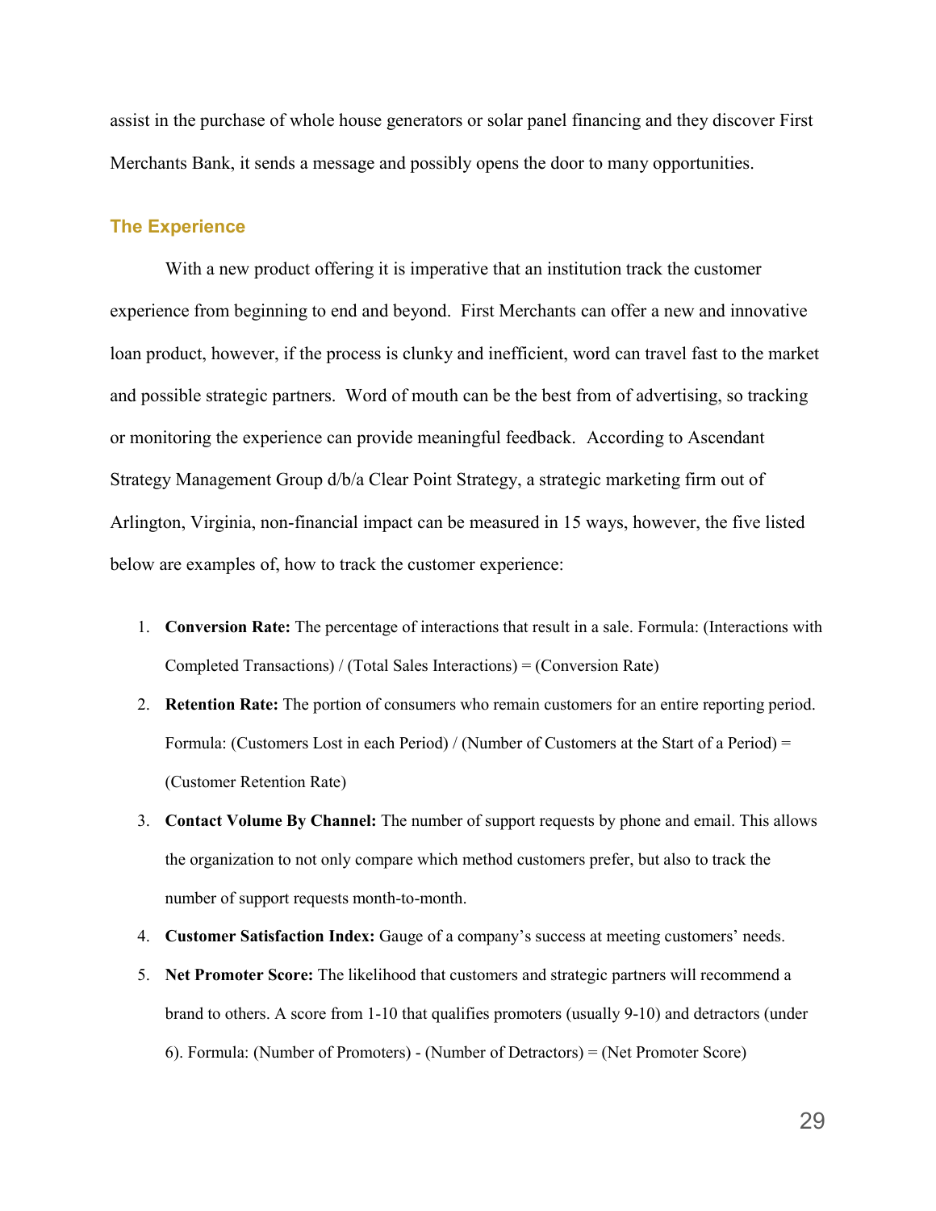assist in the purchase of whole house generators or solar panel financing and they discover First Merchants Bank, it sends a message and possibly opens the door to many opportunities.

## The Experience

With a new product offering it is imperative that an institution track the customer experience from beginning to end and beyond. First Merchants can offer a new and innovative loan product, however, if the process is clunky and inefficient, word can travel fast to the market and possible strategic partners. Word of mouth can be the best from of advertising, so tracking or monitoring the experience can provide meaningful feedback. According to Ascendant Strategy Management Group d/b/a Clear Point Strategy, a strategic marketing firm out of Arlington, Virginia, non-financial impact can be measured in 15 ways, however, the five listed below are examples of, how to track the customer experience:

1. **Conversion Rate:** The percentage of interactions that result in a sale. Formula: (Interactions with Completed Transactions) / (Total Sales Interactions) = (Conversion Rate)
2. **Retention Rate:** The portion of consumers who remain customers for an entire reporting period. Formula: (Customers Lost in each Period) / (Number of Customers at the Start of a Period) = (Customer Retention Rate)
3. **Contact Volume By Channel:** The number of support requests by phone and email. This allows the organization to not only compare which method customers prefer, but also to track the number of support requests month-to-month.
4. **Customer Satisfaction Index:** Gauge of a company's success at meeting customers' needs.
5. **Net Promoter Score:** The likelihood that customers and strategic partners will recommend a brand to others. A score from 1-10 that qualifies promoters (usually 9-10) and detractors (under 6). Formula: (Number of Promoters) - (Number of Detractors) = (Net Promoter Score)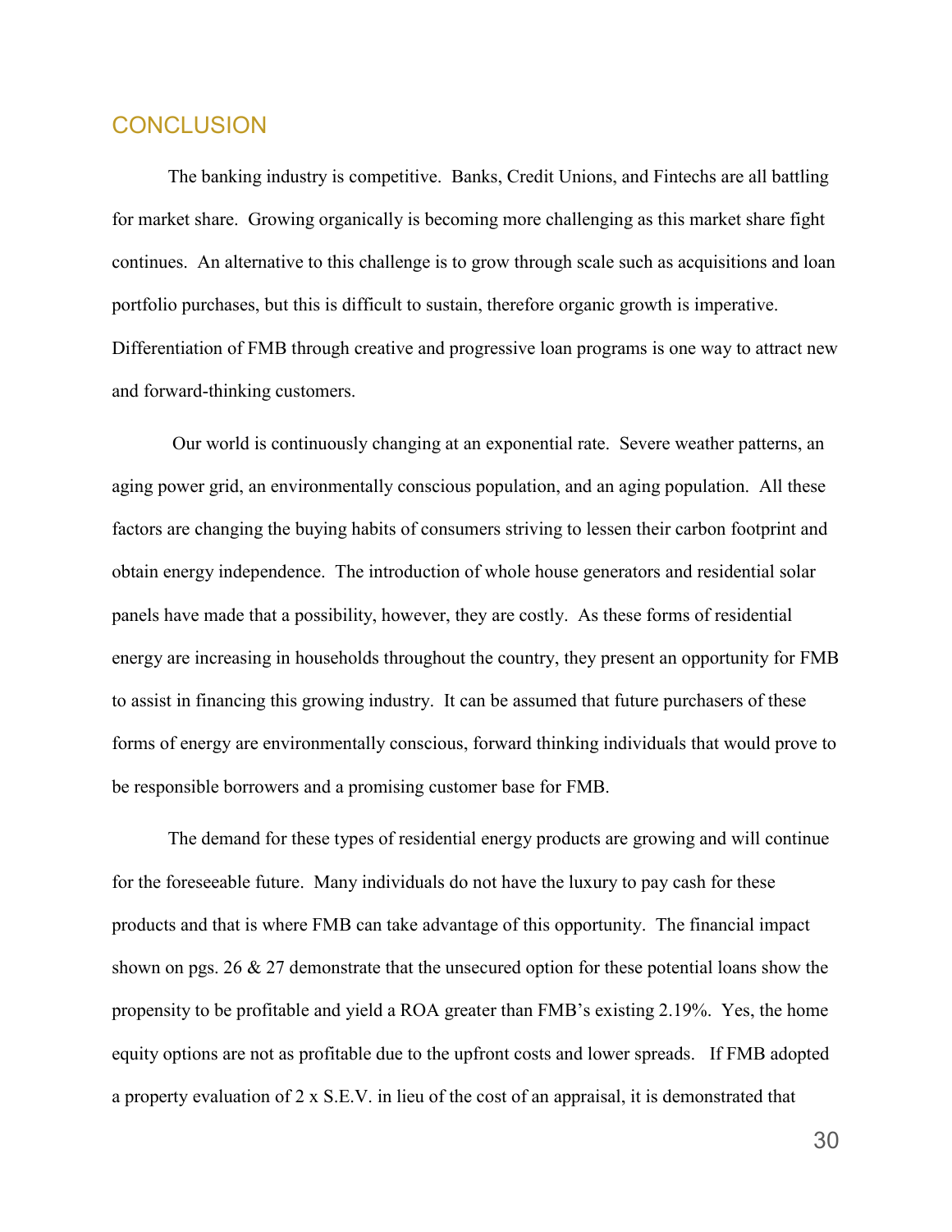## CONCLUSION

The banking industry is competitive. Banks, Credit Unions, and Fintechs are all battling for market share. Growing organically is becoming more challenging as this market share fight continues. An alternative to this challenge is to grow through scale such as acquisitions and loan portfolio purchases, but this is difficult to sustain, therefore organic growth is imperative. Differentiation of FMB through creative and progressive loan programs is one way to attract new and forward-thinking customers.

Our world is continuously changing at an exponential rate. Severe weather patterns, an aging power grid, an environmentally conscious population, and an aging population. All these factors are changing the buying habits of consumers striving to lessen their carbon footprint and obtain energy independence. The introduction of whole house generators and residential solar panels have made that a possibility, however, they are costly. As these forms of residential energy are increasing in households throughout the country, they present an opportunity for FMB to assist in financing this growing industry. It can be assumed that future purchasers of these forms of energy are environmentally conscious, forward thinking individuals that would prove to be responsible borrowers and a promising customer base for FMB.

The demand for these types of residential energy products are growing and will continue for the foreseeable future. Many individuals do not have the luxury to pay cash for these products and that is where FMB can take advantage of this opportunity. The financial impact shown on pgs. 26 & 27 demonstrate that the unsecured option for these potential loans show the propensity to be profitable and yield a ROA greater than FMB's existing 2.19%. Yes, the home equity options are not as profitable due to the upfront costs and lower spreads. If FMB adopted a property evaluation of 2 x S.E.V. in lieu of the cost of an appraisal, it is demonstrated that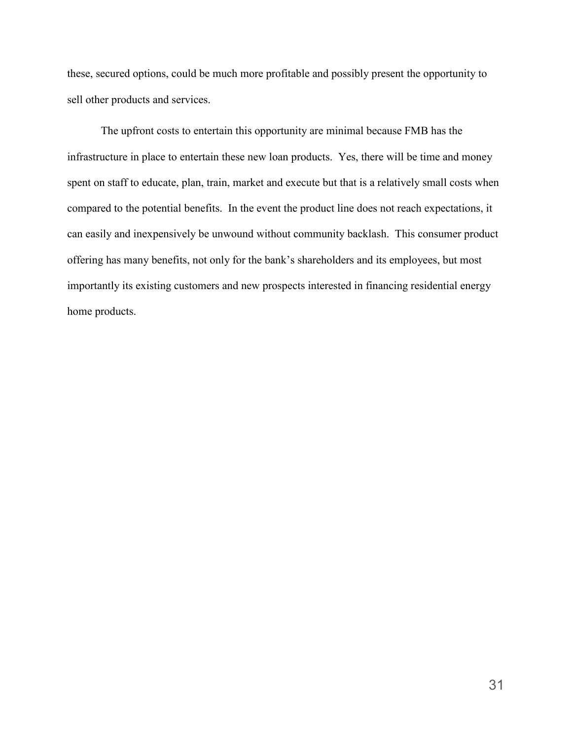these, secured options, could be much more profitable and possibly present the opportunity to sell other products and services.

The upfront costs to entertain this opportunity are minimal because FMB has the infrastructure in place to entertain these new loan products. Yes, there will be time and money spent on staff to educate, plan, train, market and execute but that is a relatively small costs when compared to the potential benefits. In the event the product line does not reach expectations, it can easily and inexpensively be unwound without community backlash. This consumer product offering has many benefits, not only for the bank's shareholders and its employees, but most importantly its existing customers and new prospects interested in financing residential energy home products.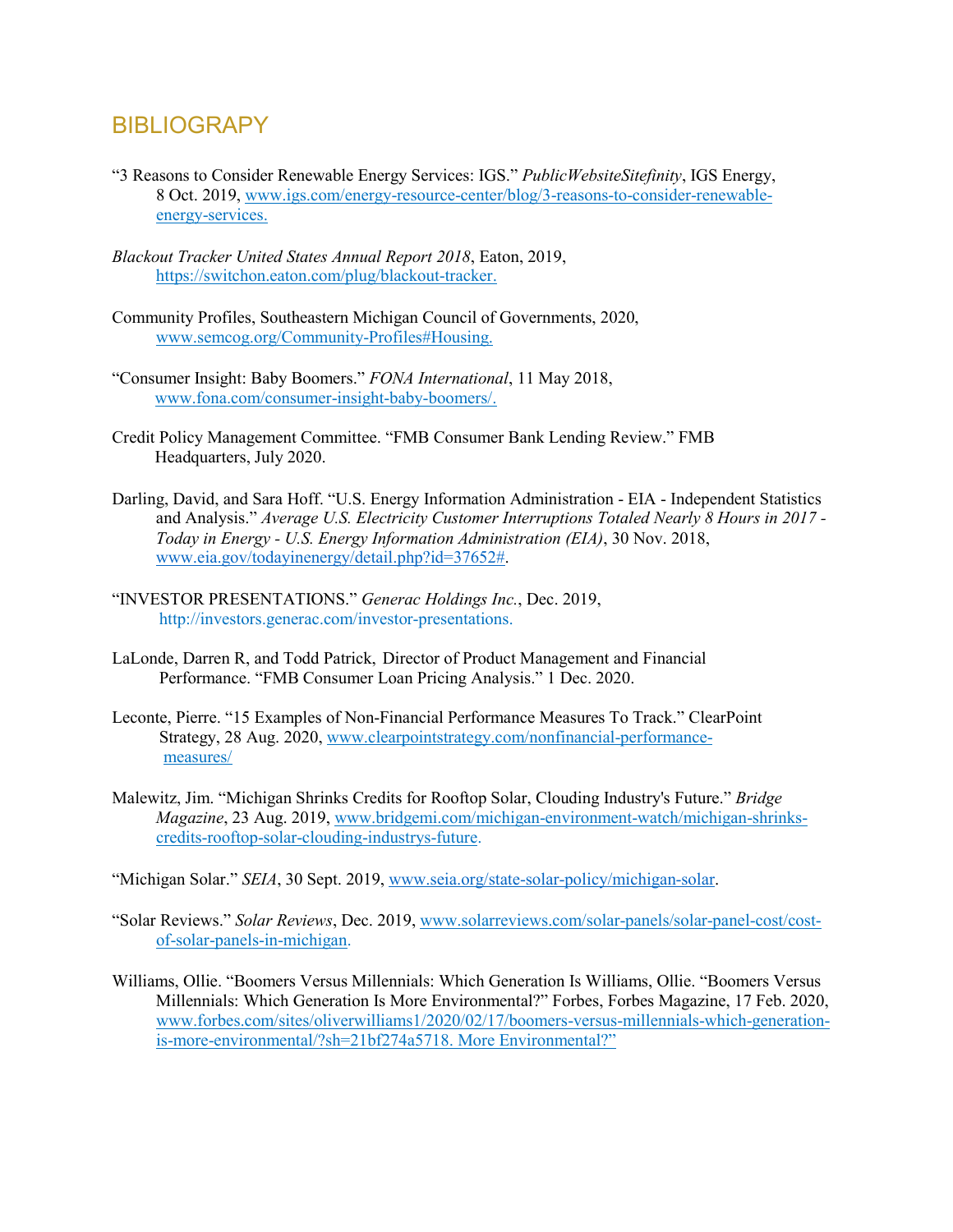# BIBLIOGRAPY

"3 Reasons to Consider Renewable Energy Services: IGS." *PublicWebsiteSitefinity*, IGS Energy, 8 Oct. 2019, www.igs.com/energy-resource-center/blog/3-reasons-to-consider-renewable-energy-services.

*Blackout Tracker United States Annual Report 2018*, Eaton, 2019, https://switchon.eaton.com/plug/blackout-tracker.

Community Profiles, Southeastern Michigan Council of Governments, 2020, www.semcog.org/Community-Profiles#Housing.

"Consumer Insight: Baby Boomers." *FONA International*, 11 May 2018, www.fona.com/consumer-insight-baby-boomers/.

Credit Policy Management Committee. "FMB Consumer Bank Lending Review." FMB Headquarters, July 2020.

Darling, David, and Sara Hoff. "U.S. Energy Information Administration - EIA - Independent Statistics and Analysis." *Average U.S. Electricity Customer Interruptions Totaled Nearly 8 Hours in 2017 - Today in Energy - U.S. Energy Information Administration (EIA)*, 30 Nov. 2018, www.eia.gov/todayinenergy/detail.php?id=37652#.

"INVESTOR PRESENTATIONS." *Generac Holdings Inc.*, Dec. 2019, http://investors.generac.com/investor-presentations.

LaLonde, Darren R, and Todd Patrick, Director of Product Management and Financial Performance. "FMB Consumer Loan Pricing Analysis." 1 Dec. 2020.

Leconte, Pierre. "15 Examples of Non-Financial Performance Measures To Track." ClearPoint Strategy, 28 Aug. 2020, www.clearpointstrategy.com/nonfinancial-performance-measures/

Malewitz, Jim. "Michigan Shrinks Credits for Rooftop Solar, Clouding Industry's Future." *Bridge Magazine*, 23 Aug. 2019, www.bridgemi.com/michigan-environment-watch/michigan-shrinks-credits-rooftop-solar-clouding-industrys-future.

"Michigan Solar." *SEIA*, 30 Sept. 2019, www.seia.org/state-solar-policy/michigan-solar.

"Solar Reviews." *Solar Reviews*, Dec. 2019, www.solarreviews.com/solar-panels/solar-panel-cost/cost-of-solar-panels-in-michigan.

Williams, Ollie. "Boomers Versus Millennials: Which Generation Is Williams, Ollie. "Boomers Versus Millennials: Which Generation Is More Environmental?" Forbes, Forbes Magazine, 17 Feb. 2020, www.forbes.com/sites/oliverwilliams1/2020/02/17/boomers-versus-millennials-which-generation-is-more-environmental/?sh=21bf274a5718. More Environmental?"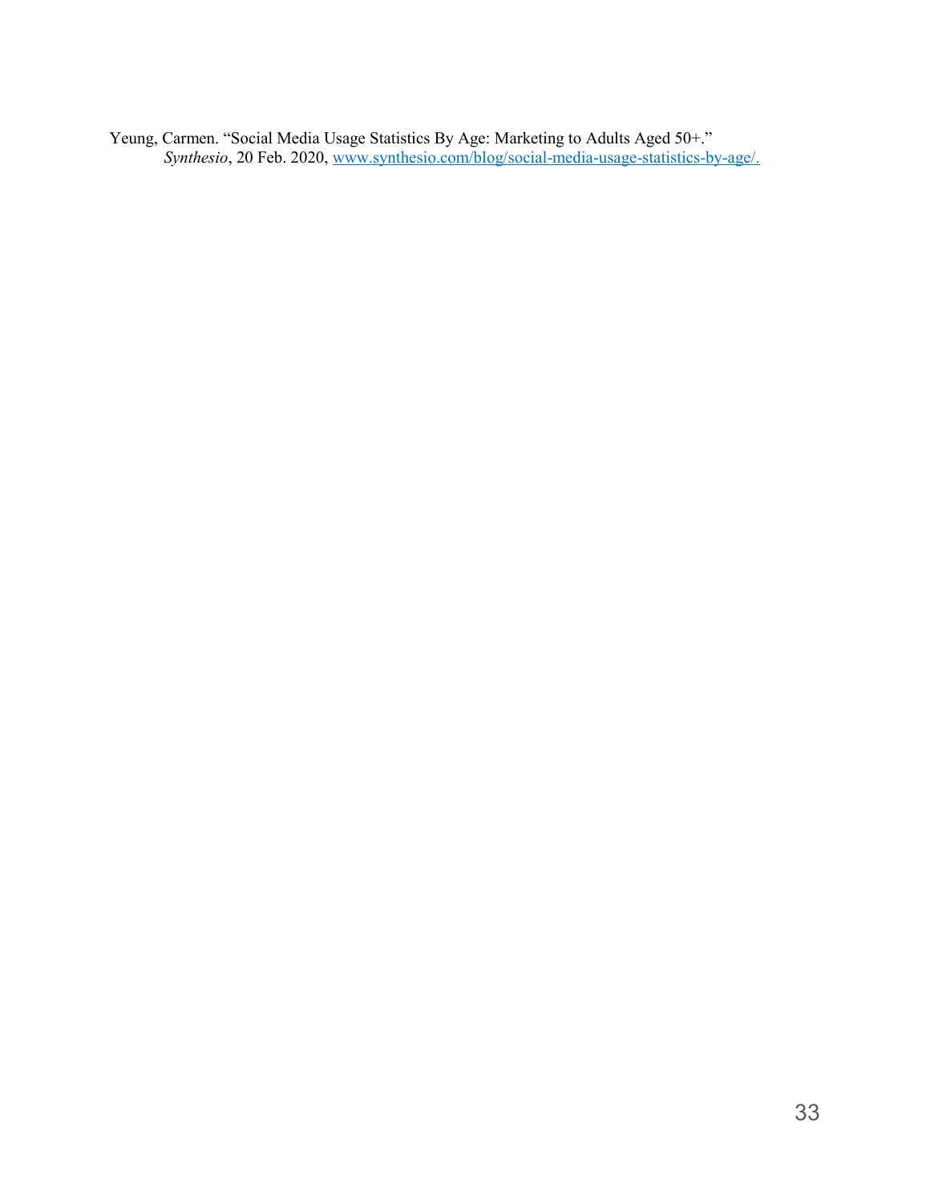Yeung, Carmen. "Social Media Usage Statistics By Age: Marketing to Adults Aged 50+." *Synthesio*, 20 Feb. 2020, www.synthesio.com/blog/social-media-usage-statistics-by-age/.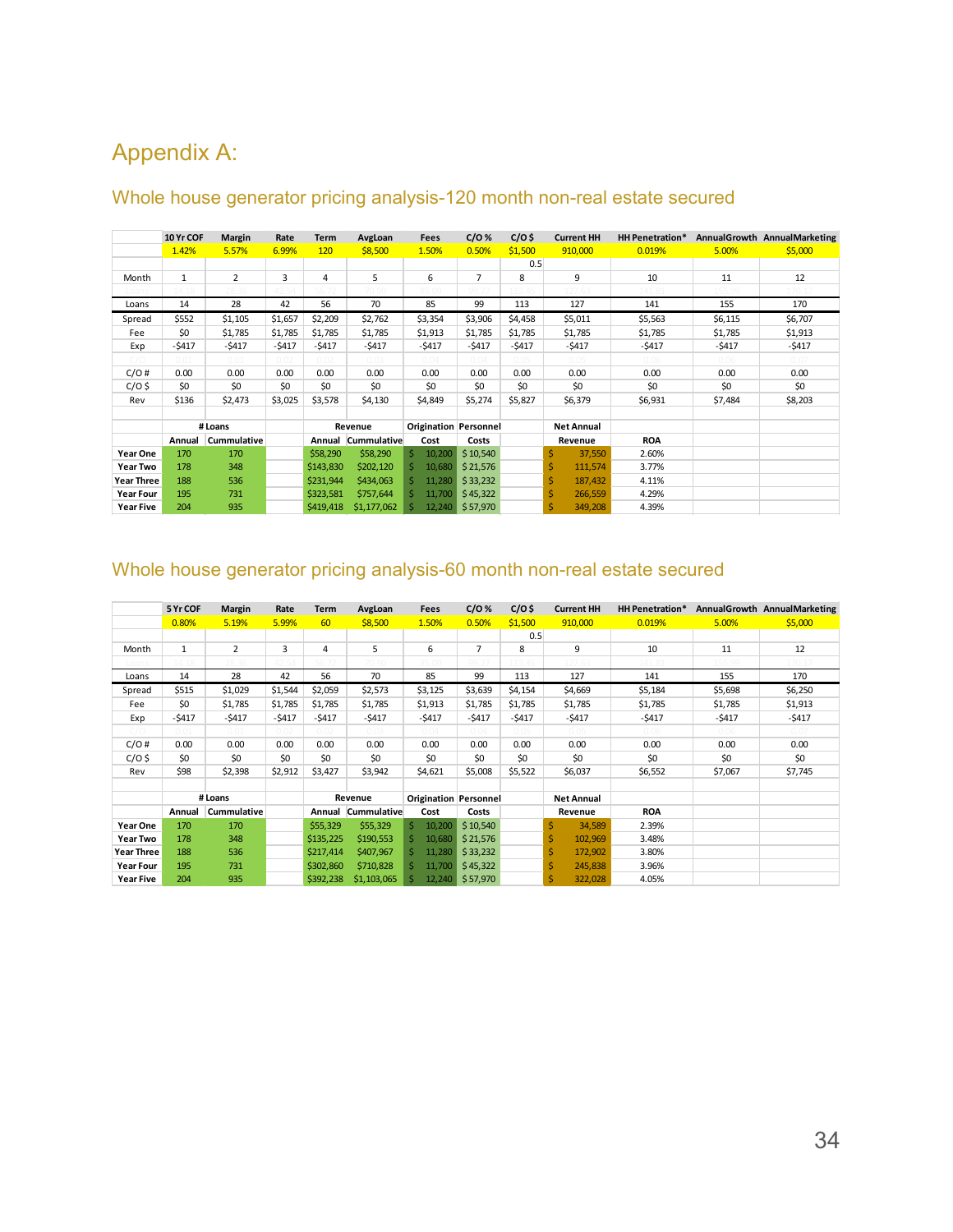# Appendix A:

## Whole house generator pricing analysis-120 month non-real estate secured

| | 10 Yr COF | Margin | Rate | Term | AvgLoan | Fees | C/O % | C/O $ | Current HH | HH Penetration* | AnnualGrowth | AnnualMarketing |
|---|---|---|---|---|---|---|---|---|---|---|---|---|
| | 1.42% | 5.57% | 6.99% | 120 | $8,500 | 1.50% | 0.50% | $1,500 | 910,000 | 0.019% | 5.00% | $5,000 |
| | | | | | | | | 0.5 | | | | |
| Month | 1 | 2 | 3 | 4 | 5 | 6 | 7 | 8 | 9 | 10 | 11 | 12 |
| Loans | 14 | 28 | 42 | 56 | 70 | 85 | 99 | 113 | 127 | 141 | 155 | 170 |
| Spread | $552 | $1,105 | $1,657 | $2,209 | $2,762 | $3,354 | $3,906 | $4,458 | $5,011 | $5,563 | $6,115 | $6,707 |
| Fee | $0 | $1,785 | $1,785 | $1,785 | $1,785 | $1,913 | $1,785 | $1,785 | $1,785 | $1,785 | $1,785 | $1,913 |
| Exp | -$417 | -$417 | -$417 | -$417 | -$417 | -$417 | -$417 | -$417 | -$417 | -$417 | -$417 | -$417 |
| C/O # | 0.00 | 0.00 | 0.00 | 0.00 | 0.00 | 0.00 | 0.00 | 0.00 | 0.00 | 0.00 | 0.00 | 0.00 |
| C/O $ | $0 | $0 | $0 | $0 | $0 | $0 | $0 | $0 | $0 | $0 | $0 | $0 |
| Rev | $136 | $2,473 | $3,025 | $3,578 | $4,130 | $4,849 | $5,274 | $5,827 | $6,379 | $6,931 | $7,484 | $8,203 |

| | # Loans | | | Revenue | | Origination | Personnel | | Net Annual | | | |
|---|---|---|---|---|---|---|---|---|---|---|---|---|
| | Annual | Cummulative | | Annual | Cummulative | Cost | Costs | | Revenue | ROA | | |
| Year One | 170 | 170 | | $58,290 | $58,290 | $ 10,200 | $ 10,540 | | $ 37,550 | 2.60% | | |
| Year Two | 178 | 348 | | $143,830 | $202,120 | $ 10,680 | $ 21,576 | | $ 111,574 | 3.77% | | |
| Year Three | 188 | 536 | | $231,944 | $434,063 | $ 11,280 | $ 33,232 | | $ 187,432 | 4.11% | | |
| Year Four | 195 | 731 | | $323,581 | $757,644 | $ 11,700 | $ 45,322 | | $ 266,559 | 4.29% | | |
| Year Five | 204 | 935 | | $419,418 | $1,177,062 | $ 12,240 | $ 57,970 | | $ 349,208 | 4.39% | | |

## Whole house generator pricing analysis-60 month non-real estate secured

| | 5 Yr COF | Margin | Rate | Term | AvgLoan | Fees | C/O % | C/O $ | Current HH | HH Penetration* | AnnualGrowth | AnnualMarketing |
|---|---|---|---|---|---|---|---|---|---|---|---|---|
| | 0.80% | 5.19% | 5.99% | 60 | $8,500 | 1.50% | 0.50% | $1,500 | 910,000 | 0.019% | 5.00% | $5,000 |
| | | | | | | | | 0.5 | | | | |
| Month | 1 | 2 | 3 | 4 | 5 | 6 | 7 | 8 | 9 | 10 | 11 | 12 |
| Loans | 14 | 28 | 42 | 56 | 70 | 85 | 99 | 113 | 127 | 141 | 155 | 170 |
| Spread | $515 | $1,029 | $1,544 | $2,059 | $2,573 | $3,125 | $3,639 | $4,154 | $4,669 | $5,184 | $5,698 | $6,250 |
| Fee | $0 | $1,785 | $1,785 | $1,785 | $1,785 | $1,913 | $1,785 | $1,785 | $1,785 | $1,785 | $1,785 | $1,913 |
| Exp | -$417 | -$417 | -$417 | -$417 | -$417 | -$417 | -$417 | -$417 | -$417 | -$417 | -$417 | -$417 |
| C/O # | 0.00 | 0.00 | 0.00 | 0.00 | 0.00 | 0.00 | 0.00 | 0.00 | 0.00 | 0.00 | 0.00 | 0.00 |
| C/O $ | $0 | $0 | $0 | $0 | $0 | $0 | $0 | $0 | $0 | $0 | $0 | $0 |
| Rev | $98 | $2,398 | $2,912 | $3,427 | $3,942 | $4,621 | $5,008 | $5,522 | $6,037 | $6,552 | $7,067 | $7,745 |

| | # Loans | | | Revenue | | Origination | Personnel | | Net Annual | | | |
|---|---|---|---|---|---|---|---|---|---|---|---|---|
| | Annual | Cummulative | | Annual | Cummulative | Cost | Costs | | Revenue | ROA | | |
| Year One | 170 | 170 | | $55,329 | $55,329 | $ 10,200 | $ 10,540 | | $ 34,589 | 2.39% | | |
| Year Two | 178 | 348 | | $135,225 | $190,553 | $ 10,680 | $ 21,576 | | $ 102,969 | 3.48% | | |
| Year Three | 188 | 536 | | $217,414 | $407,967 | $ 11,280 | $ 33,232 | | $ 172,902 | 3.80% | | |
| Year Four | 195 | 731 | | $302,860 | $710,828 | $ 11,700 | $ 45,322 | | $ 245,838 | 3.96% | | |
| Year Five | 204 | 935 | | $392,238 | $1,103,065 | $ 12,240 | $ 57,970 | | $ 322,028 | 4.05% | | |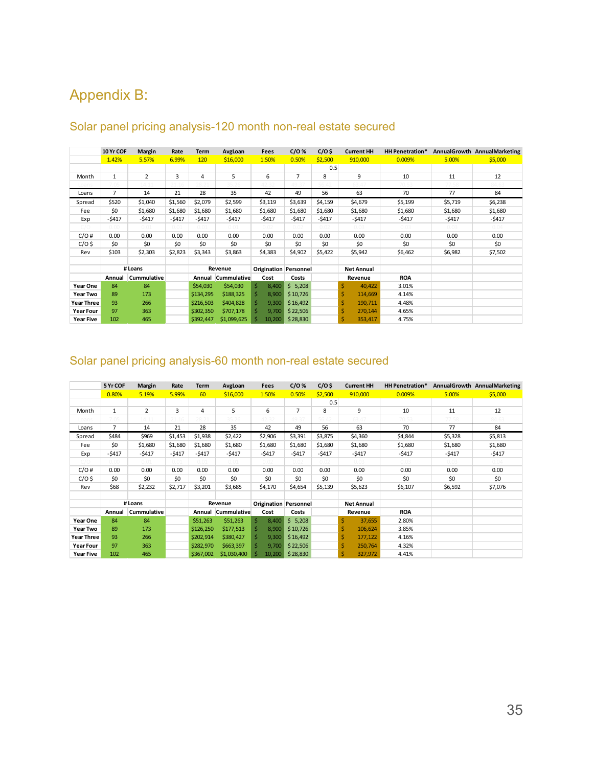# Appendix B:

## Solar panel pricing analysis-120 month non-real estate secured

| | 10 Yr COF | Margin | Rate | Term | AvgLoan | Fees | C/O % | C/O $ | Current HH | HH Penetration* | AnnualGrowth | AnnualMarketing |
|---|---|---|---|---|---|---|---|---|---|---|---|---|
| | 1.42% | 5.57% | 6.99% | 120 | $16,000 | 1.50% | 0.50% | $2,500 | 910,000 | 0.009% | 5.00% | $5,000 |
| | | | | | | | | 0.5 | | | | |
| Month | 1 | 2 | 3 | 4 | 5 | 6 | 7 | 8 | 9 | 10 | 11 | 12 |
| Loans | 7.05 | 14.11 | 21.16 | 28.21 | 35.26 | 42.32 | 49.37 | 56.42 | 63.47 | 70.53 | 77.58 | 84.63 |
| Loans | 7 | 14 | 21 | 28 | 35 | 42 | 49 | 56 | 63 | 70 | 77 | 84 |
| Spread | $520 | $1,040 | $1,560 | $2,079 | $2,599 | $3,119 | $3,639 | $4,159 | $4,679 | $5,199 | $5,719 | $6,238 |
| Fee | $0 | $1,680 | $1,680 | $1,680 | $1,680 | $1,680 | $1,680 | $1,680 | $1,680 | $1,680 | $1,680 | $1,680 |
| Exp | -$417 | -$417 | -$417 | -$417 | -$417 | -$417 | -$417 | -$417 | -$417 | -$417 | -$417 | -$417 |
| C/O | 0.00 | 0.01 | 0.01 | 0.01 | 0.01 | 0.02 | 0.02 | 0.02 | 0.03 | 0.03 | 0.03 | 0.04 |
| C/O # | 0.00 | 0.00 | 0.00 | 0.00 | 0.00 | 0.00 | 0.00 | 0.00 | 0.00 | 0.00 | 0.00 | 0.00 |
| C/O $ | $0 | $0 | $0 | $0 | $0 | $0 | $0 | $0 | $0 | $0 | $0 | $0 |
| Rev | $103 | $2,303 | $2,823 | $3,343 | $3,863 | $4,383 | $4,902 | $5,422 | $5,942 | $6,462 | $6,982 | $7,502 |

| | # Loans | | | Revenue | | Origination | Personnel | | Net Annual | |
|---|---|---|---|---|---|---|---|---|---|---|
| | Annual | Cummulative | | Annual | Cummulative | Cost | Costs | | Revenue | ROA |
| Year One | 84 | 84 | | $54,030 | $54,030 | $ 8,400 | $ 5,208 | | $ 40,422 | 3.01% |
| Year Two | 89 | 173 | | $134,295 | $188,325 | $ 8,900 | $ 10,726 | | $ 114,669 | 4.14% |
| Year Three | 93 | 266 | | $216,503 | $404,828 | $ 9,300 | $ 16,492 | | $ 190,711 | 4.48% |
| Year Four | 97 | 363 | | $302,350 | $707,178 | $ 9,700 | $ 22,506 | | $ 270,144 | 4.65% |
| Year Five | 102 | 465 | | $392,447 | $1,099,625 | $ 10,200 | $ 28,830 | | $ 353,417 | 4.75% |

## Solar panel pricing analysis-60 month non-real estate secured

| | 5 Yr COF | Margin | Rate | Term | AvgLoan | Fees | C/O % | C/O $ | Current HH | HH Penetration* | AnnualGrowth | AnnualMarketing |
|---|---|---|---|---|---|---|---|---|---|---|---|---|
| | 0.80% | 5.19% | 5.99% | 60 | $16,000 | 1.50% | 0.50% | $2,500 | 910,000 | 0.009% | 5.00% | $5,000 |
| | | | | | | | | 0.5 | | | | |
| Month | 1 | 2 | 3 | 4 | 5 | 6 | 7 | 8 | 9 | 10 | 11 | 12 |
| Loans | 7.05 | 14.11 | 21.16 | 28.21 | 35.26 | 42.32 | 49.37 | 56.42 | 63.47 | 70.53 | 77.58 | 84.63 |
| Loans | 7 | 14 | 21 | 28 | 35 | 42 | 49 | 56 | 63 | 70 | 77 | 84 |
| Spread | $484 | $969 | $1,453 | $1,938 | $2,422 | $2,906 | $3,391 | $3,875 | $4,360 | $4,844 | $5,328 | $5,813 |
| Fee | $0 | $1,680 | $1,680 | $1,680 | $1,680 | $1,680 | $1,680 | $1,680 | $1,680 | $1,680 | $1,680 | $1,680 |
| Exp | -$417 | -$417 | -$417 | -$417 | -$417 | -$417 | -$417 | -$417 | -$417 | -$417 | -$417 | -$417 |
| C/O | 0.00 | 0.01 | 0.01 | 0.01 | 0.01 | 0.02 | 0.02 | 0.02 | 0.03 | 0.03 | 0.03 | 0.04 |
| C/O # | 0.00 | 0.00 | 0.00 | 0.00 | 0.00 | 0.00 | 0.00 | 0.00 | 0.00 | 0.00 | 0.00 | 0.00 |
| C/O $ | $0 | $0 | $0 | $0 | $0 | $0 | $0 | $0 | $0 | $0 | $0 | $0 |
| Rev | $68 | $2,232 | $2,717 | $3,201 | $3,685 | $4,170 | $4,654 | $5,139 | $5,623 | $6,107 | $6,592 | $7,076 |

| | # Loans | | | Revenue | | Origination | Personnel | | Net Annual | |
|---|---|---|---|---|---|---|---|---|---|---|
| | Annual | Cummulative | | Annual | Cummulative | Cost | Costs | | Revenue | ROA |
| Year One | 84 | 84 | | $51,263 | $51,263 | $ 8,400 | $ 5,208 | | $ 37,655 | 2.80% |
| Year Two | 89 | 173 | | $126,250 | $177,513 | $ 8,900 | $ 10,726 | | $ 106,624 | 3.85% |
| Year Three | 93 | 266 | | $202,914 | $380,427 | $ 9,300 | $ 16,492 | | $ 177,122 | 4.16% |
| Year Four | 97 | 363 | | $282,970 | $663,397 | $ 9,700 | $ 22,506 | | $ 250,764 | 4.32% |
| Year Five | 102 | 465 | | $367,002 | $1,030,400 | $ 10,200 | $ 28,830 | | $ 327,972 | 4.41% |